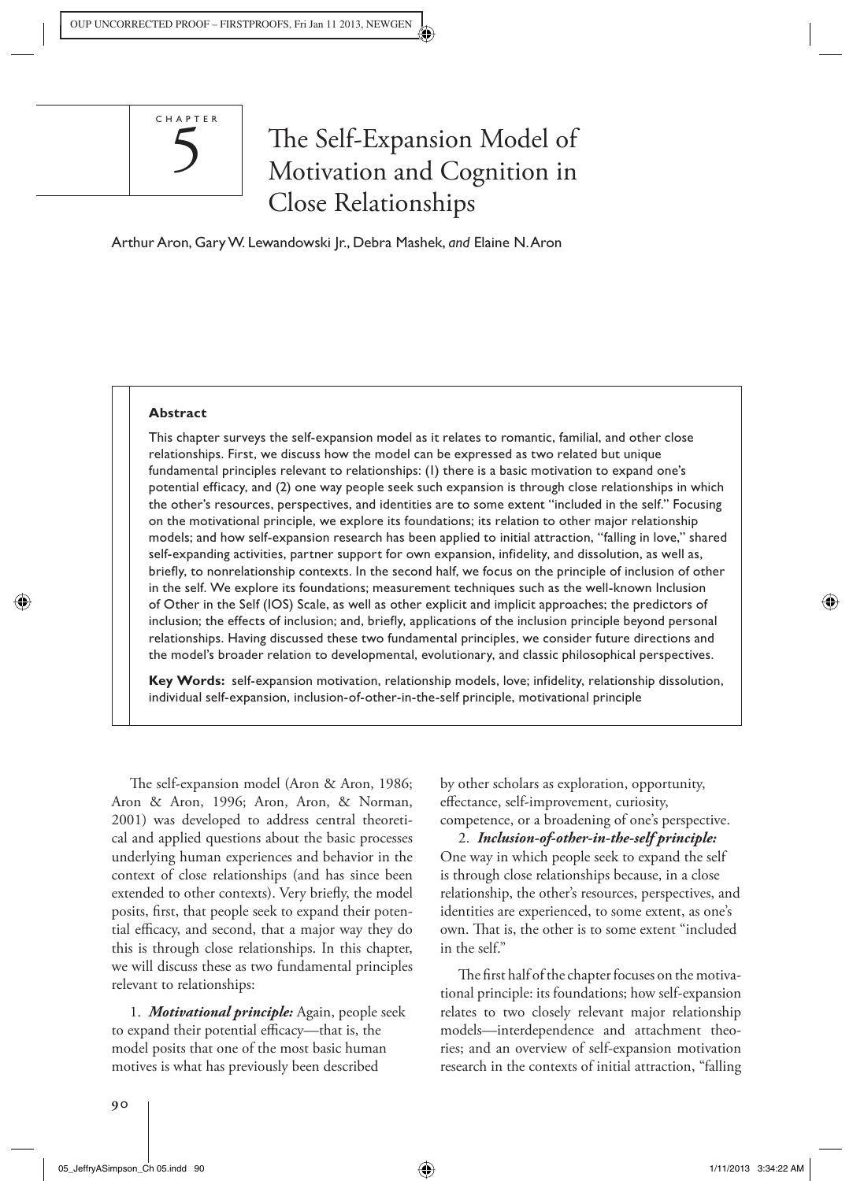CHAPTER 5

# The Self-Expansion Model of Motivation and Cognition in Close Relationships

Arthur Aron, Gary W. Lewandowski Jr., Debra Mashek, *and* Elaine N. Aron

**Abstract**

This chapter surveys the self-expansion model as it relates to romantic, familial, and other close relationships. First, we discuss how the model can be expressed as two related but unique fundamental principles relevant to relationships: (1) there is a basic motivation to expand one's potential efficacy, and (2) one way people seek such expansion is through close relationships in which the other's resources, perspectives, and identities are to some extent "included in the self." Focusing on the motivational principle, we explore its foundations; its relation to other major relationship models; and how self-expansion research has been applied to initial attraction, "falling in love," shared self-expanding activities, partner support for own expansion, infidelity, and dissolution, as well as, briefly, to nonrelationship contexts. In the second half, we focus on the principle of inclusion of other in the self. We explore its foundations; measurement techniques such as the well-known Inclusion of Other in the Self (IOS) Scale, as well as other explicit and implicit approaches; the predictors of inclusion; the effects of inclusion; and, briefly, applications of the inclusion principle beyond personal relationships. Having discussed these two fundamental principles, we consider future directions and the model's broader relation to developmental, evolutionary, and classic philosophical perspectives.

**Key Words:** self-expansion motivation, relationship models, love; infidelity, relationship dissolution, individual self-expansion, inclusion-of-other-in-the-self principle, motivational principle

The self-expansion model (Aron & Aron, 1986; Aron & Aron, 1996; Aron, Aron, & Norman, 2001) was developed to address central theoretical and applied questions about the basic processes underlying human experiences and behavior in the context of close relationships (and has since been extended to other contexts). Very briefly, the model posits, first, that people seek to expand their potential efficacy, and second, that a major way they do this is through close relationships. In this chapter, we will discuss these as two fundamental principles relevant to relationships:

1. ***Motivational principle:*** Again, people seek to expand their potential efficacy—that is, the model posits that one of the most basic human motives is what has previously been described by other scholars as exploration, opportunity, effectance, self-improvement, curiosity, competence, or a broadening of one's perspective.

2. ***Inclusion-of-other-in-the-self principle:*** One way in which people seek to expand the self is through close relationships because, in a close relationship, the other's resources, perspectives, and identities are experienced, to some extent, as one's own. That is, the other is to some extent "included in the self."

The first half of the chapter focuses on the motivational principle: its foundations; how self-expansion relates to two closely relevant major relationship models—interdependence and attachment theories; and an overview of self-expansion motivation research in the contexts of initial attraction, "falling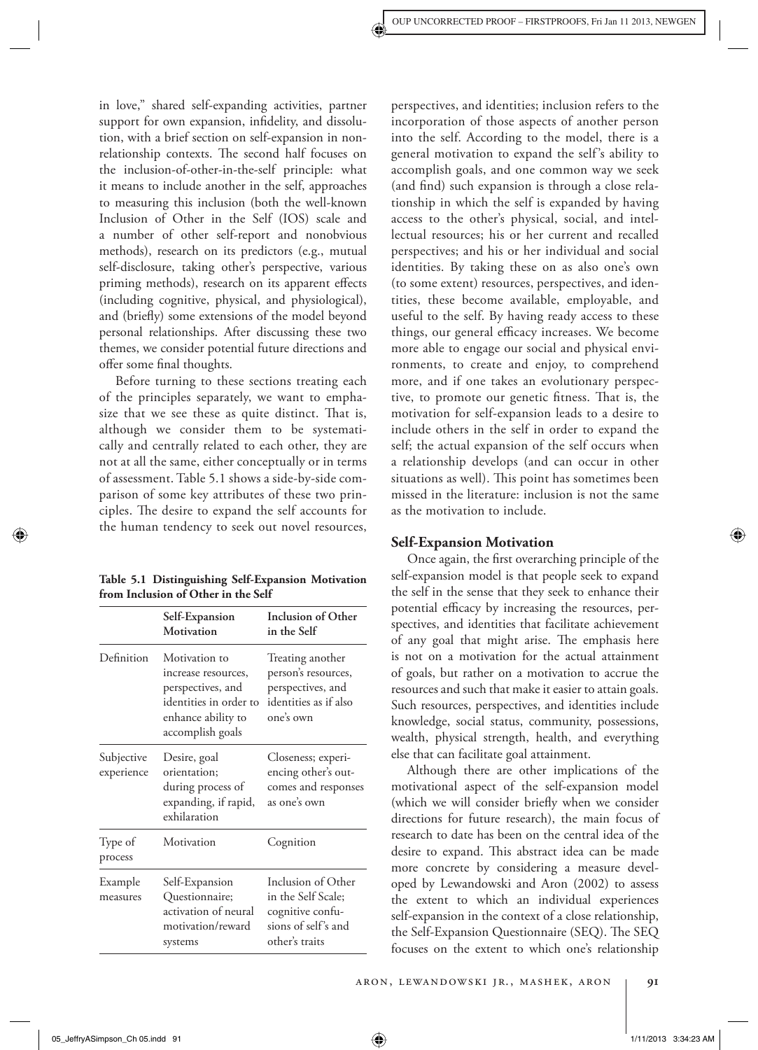in love," shared self-expanding activities, partner support for own expansion, infidelity, and dissolution, with a brief section on self-expansion in nonrelationship contexts. The second half focuses on the inclusion-of-other-in-the-self principle: what it means to include another in the self, approaches to measuring this inclusion (both the well-known Inclusion of Other in the Self (IOS) scale and a number of other self-report and nonobvious methods), research on its predictors (e.g., mutual self-disclosure, taking other's perspective, various priming methods), research on its apparent effects (including cognitive, physical, and physiological), and (briefly) some extensions of the model beyond personal relationships. After discussing these two themes, we consider potential future directions and offer some final thoughts.

Before turning to these sections treating each of the principles separately, we want to emphasize that we see these as quite distinct. That is, although we consider them to be systematically and centrally related to each other, they are not at all the same, either conceptually or in terms of assessment. Table 5.1 shows a side-by-side comparison of some key attributes of these two principles. The desire to expand the self accounts for the human tendency to seek out novel resources, perspectives, and identities; inclusion refers to the incorporation of those aspects of another person into the self. According to the model, there is a general motivation to expand the self's ability to accomplish goals, and one common way we seek (and find) such expansion is through a close relationship in which the self is expanded by having access to the other's physical, social, and intellectual resources; his or her current and recalled perspectives; and his or her individual and social identities. By taking these on as also one's own (to some extent) resources, perspectives, and identities, these become available, employable, and useful to the self. By having ready access to these things, our general efficacy increases. We become more able to engage our social and physical environments, to create and enjoy, to comprehend more, and if one takes an evolutionary perspective, to promote our genetic fitness. That is, the motivation for self-expansion leads to a desire to include others in the self in order to expand the self; the actual expansion of the self occurs when a relationship develops (and can occur in other situations as well). This point has sometimes been missed in the literature: inclusion is not the same as the motivation to include.

**Table 5.1 Distinguishing Self-Expansion Motivation from Inclusion of Other in the Self**

| | Self-Expansion Motivation | Inclusion of Other in the Self |
|---|---|---|
| Definition | Motivation to increase resources, perspectives, and identities in order to enhance ability to accomplish goals | Treating another person's resources, perspectives, and identities as if also one's own |
| Subjective experience | Desire, goal orientation; during process of expanding, if rapid, exhilaration | Closeness; experiencing other's outcomes and responses as one's own |
| Type of process | Motivation | Cognition |
| Example measures | Self-Expansion Questionnaire; activation of neural motivation/reward systems | Inclusion of Other in the Self Scale; cognitive confusions of self's and other's traits |

## Self-Expansion Motivation

Once again, the first overarching principle of the self-expansion model is that people seek to expand the self in the sense that they seek to enhance their potential efficacy by increasing the resources, perspectives, and identities that facilitate achievement of any goal that might arise. The emphasis here is not on a motivation for the actual attainment of goals, but rather on a motivation to accrue the resources and such that make it easier to attain goals. Such resources, perspectives, and identities include knowledge, social status, community, possessions, wealth, physical strength, health, and everything else that can facilitate goal attainment.

Although there are other implications of the motivational aspect of the self-expansion model (which we will consider briefly when we consider directions for future research), the main focus of research to date has been on the central idea of the desire to expand. This abstract idea can be made more concrete by considering a measure developed by Lewandowski and Aron (2002) to assess the extent to which an individual experiences self-expansion in the context of a close relationship, the Self-Expansion Questionnaire (SEQ). The SEQ focuses on the extent to which one's relationship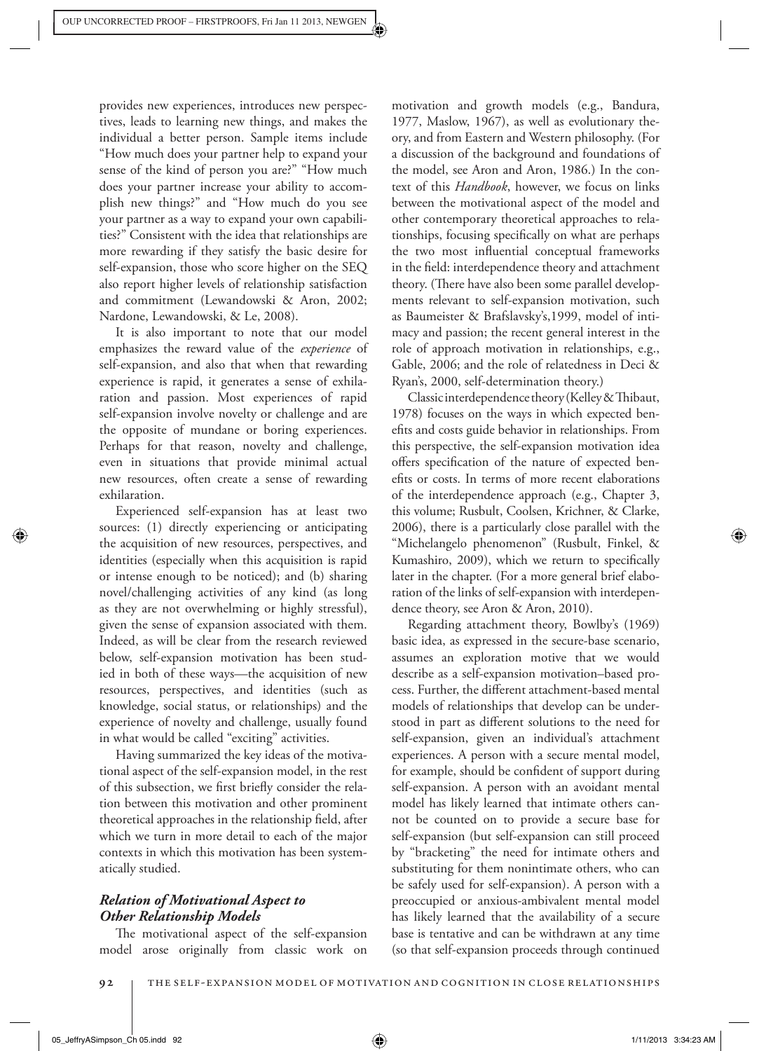provides new experiences, introduces new perspectives, leads to learning new things, and makes the individual a better person. Sample items include "How much does your partner help to expand your sense of the kind of person you are?" "How much does your partner increase your ability to accomplish new things?" and "How much do you see your partner as a way to expand your own capabilities?" Consistent with the idea that relationships are more rewarding if they satisfy the basic desire for self-expansion, those who score higher on the SEQ also report higher levels of relationship satisfaction and commitment (Lewandowski & Aron, 2002; Nardone, Lewandowski, & Le, 2008).

It is also important to note that our model emphasizes the reward value of the *experience* of self-expansion, and also that when that rewarding experience is rapid, it generates a sense of exhilaration and passion. Most experiences of rapid self-expansion involve novelty or challenge and are the opposite of mundane or boring experiences. Perhaps for that reason, novelty and challenge, even in situations that provide minimal actual new resources, often create a sense of rewarding exhilaration.

Experienced self-expansion has at least two sources: (1) directly experiencing or anticipating the acquisition of new resources, perspectives, and identities (especially when this acquisition is rapid or intense enough to be noticed); and (b) sharing novel/challenging activities of any kind (as long as they are not overwhelming or highly stressful), given the sense of expansion associated with them. Indeed, as will be clear from the research reviewed below, self-expansion motivation has been studied in both of these ways—the acquisition of new resources, perspectives, and identities (such as knowledge, social status, or relationships) and the experience of novelty and challenge, usually found in what would be called "exciting" activities.

Having summarized the key ideas of the motivational aspect of the self-expansion model, in the rest of this subsection, we first briefly consider the relation between this motivation and other prominent theoretical approaches in the relationship field, after which we turn in more detail to each of the major contexts in which this motivation has been systematically studied.

### *Relation of Motivational Aspect to Other Relationship Models*

The motivational aspect of the self-expansion model arose originally from classic work on motivation and growth models (e.g., Bandura, 1977, Maslow, 1967), as well as evolutionary theory, and from Eastern and Western philosophy. (For a discussion of the background and foundations of the model, see Aron and Aron, 1986.) In the context of this *Handbook*, however, we focus on links between the motivational aspect of the model and other contemporary theoretical approaches to relationships, focusing specifically on what are perhaps the two most influential conceptual frameworks in the field: interdependence theory and attachment theory. (There have also been some parallel developments relevant to self-expansion motivation, such as Baumeister & Brafslavsky's,1999, model of intimacy and passion; the recent general interest in the role of approach motivation in relationships, e.g., Gable, 2006; and the role of relatedness in Deci & Ryan's, 2000, self-determination theory.)

Classic interdependence theory (Kelley & Thibaut, 1978) focuses on the ways in which expected benefits and costs guide behavior in relationships. From this perspective, the self-expansion motivation idea offers specification of the nature of expected benefits or costs. In terms of more recent elaborations of the interdependence approach (e.g., Chapter 3, this volume; Rusbult, Coolsen, Krichner, & Clarke, 2006), there is a particularly close parallel with the "Michelangelo phenomenon" (Rusbult, Finkel, & Kumashiro, 2009), which we return to specifically later in the chapter. (For a more general brief elaboration of the links of self-expansion with interdependence theory, see Aron & Aron, 2010).

Regarding attachment theory, Bowlby's (1969) basic idea, as expressed in the secure-base scenario, assumes an exploration motive that we would describe as a self-expansion motivation–based process. Further, the different attachment-based mental models of relationships that develop can be understood in part as different solutions to the need for self-expansion, given an individual's attachment experiences. A person with a secure mental model, for example, should be confident of support during self-expansion. A person with an avoidant mental model has likely learned that intimate others cannot be counted on to provide a secure base for self-expansion (but self-expansion can still proceed by "bracketing" the need for intimate others and substituting for them nonintimate others, who can be safely used for self-expansion). A person with a preoccupied or anxious-ambivalent mental model has likely learned that the availability of a secure base is tentative and can be withdrawn at any time (so that self-expansion proceeds through continued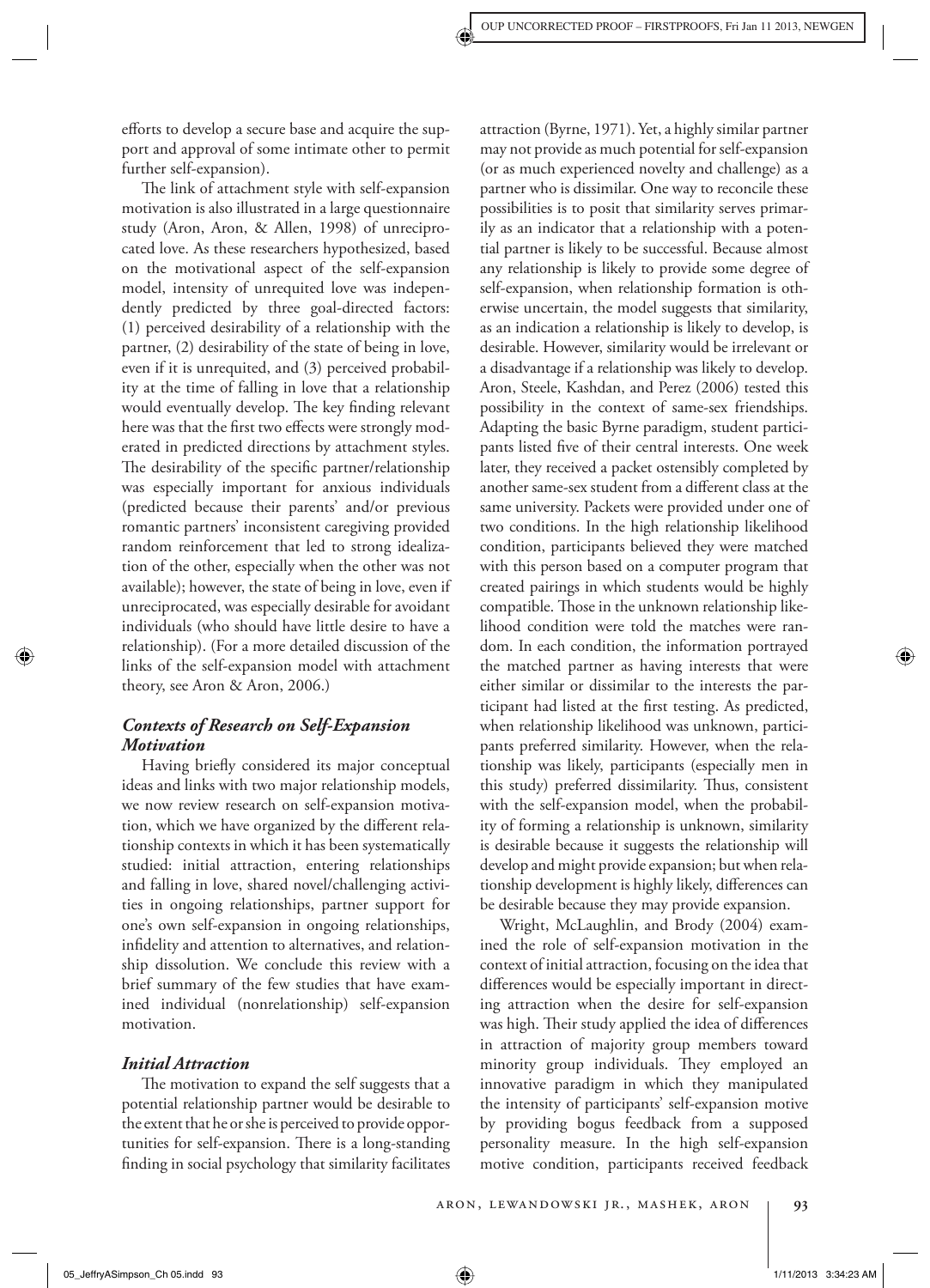efforts to develop a secure base and acquire the support and approval of some intimate other to permit further self-expansion).

The link of attachment style with self-expansion motivation is also illustrated in a large questionnaire study (Aron, Aron, & Allen, 1998) of unreciprocated love. As these researchers hypothesized, based on the motivational aspect of the self-expansion model, intensity of unrequited love was independently predicted by three goal-directed factors: (1) perceived desirability of a relationship with the partner, (2) desirability of the state of being in love, even if it is unrequited, and (3) perceived probability at the time of falling in love that a relationship would eventually develop. The key finding relevant here was that the first two effects were strongly moderated in predicted directions by attachment styles. The desirability of the specific partner/relationship was especially important for anxious individuals (predicted because their parents' and/or previous romantic partners' inconsistent caregiving provided random reinforcement that led to strong idealization of the other, especially when the other was not available); however, the state of being in love, even if unreciprocated, was especially desirable for avoidant individuals (who should have little desire to have a relationship). (For a more detailed discussion of the links of the self-expansion model with attachment theory, see Aron & Aron, 2006.)

### *Contexts of Research on Self-Expansion Motivation*

Having briefly considered its major conceptual ideas and links with two major relationship models, we now review research on self-expansion motivation, which we have organized by the different relationship contexts in which it has been systematically studied: initial attraction, entering relationships and falling in love, shared novel/challenging activities in ongoing relationships, partner support for one's own self-expansion in ongoing relationships, infidelity and attention to alternatives, and relationship dissolution. We conclude this review with a brief summary of the few studies that have examined individual (nonrelationship) self-expansion motivation.

### *Initial Attraction*

The motivation to expand the self suggests that a potential relationship partner would be desirable to the extent that he or she is perceived to provide opportunities for self-expansion. There is a long-standing finding in social psychology that similarity facilitates attraction (Byrne, 1971). Yet, a highly similar partner may not provide as much potential for self-expansion (or as much experienced novelty and challenge) as a partner who is dissimilar. One way to reconcile these possibilities is to posit that similarity serves primarily as an indicator that a relationship with a potential partner is likely to be successful. Because almost any relationship is likely to provide some degree of self-expansion, when relationship formation is otherwise uncertain, the model suggests that similarity, as an indication a relationship is likely to develop, is desirable. However, similarity would be irrelevant or a disadvantage if a relationship was likely to develop. Aron, Steele, Kashdan, and Perez (2006) tested this possibility in the context of same-sex friendships. Adapting the basic Byrne paradigm, student participants listed five of their central interests. One week later, they received a packet ostensibly completed by another same-sex student from a different class at the same university. Packets were provided under one of two conditions. In the high relationship likelihood condition, participants believed they were matched with this person based on a computer program that created pairings in which students would be highly compatible. Those in the unknown relationship likelihood condition were told the matches were random. In each condition, the information portrayed the matched partner as having interests that were either similar or dissimilar to the interests the participant had listed at the first testing. As predicted, when relationship likelihood was unknown, participants preferred similarity. However, when the relationship was likely, participants (especially men in this study) preferred dissimilarity. Thus, consistent with the self-expansion model, when the probability of forming a relationship is unknown, similarity is desirable because it suggests the relationship will develop and might provide expansion; but when relationship development is highly likely, differences can be desirable because they may provide expansion.

Wright, McLaughlin, and Brody (2004) examined the role of self-expansion motivation in the context of initial attraction, focusing on the idea that differences would be especially important in directing attraction when the desire for self-expansion was high. Their study applied the idea of differences in attraction of majority group members toward minority group individuals. They employed an innovative paradigm in which they manipulated the intensity of participants' self-expansion motive by providing bogus feedback from a supposed personality measure. In the high self-expansion motive condition, participants received feedback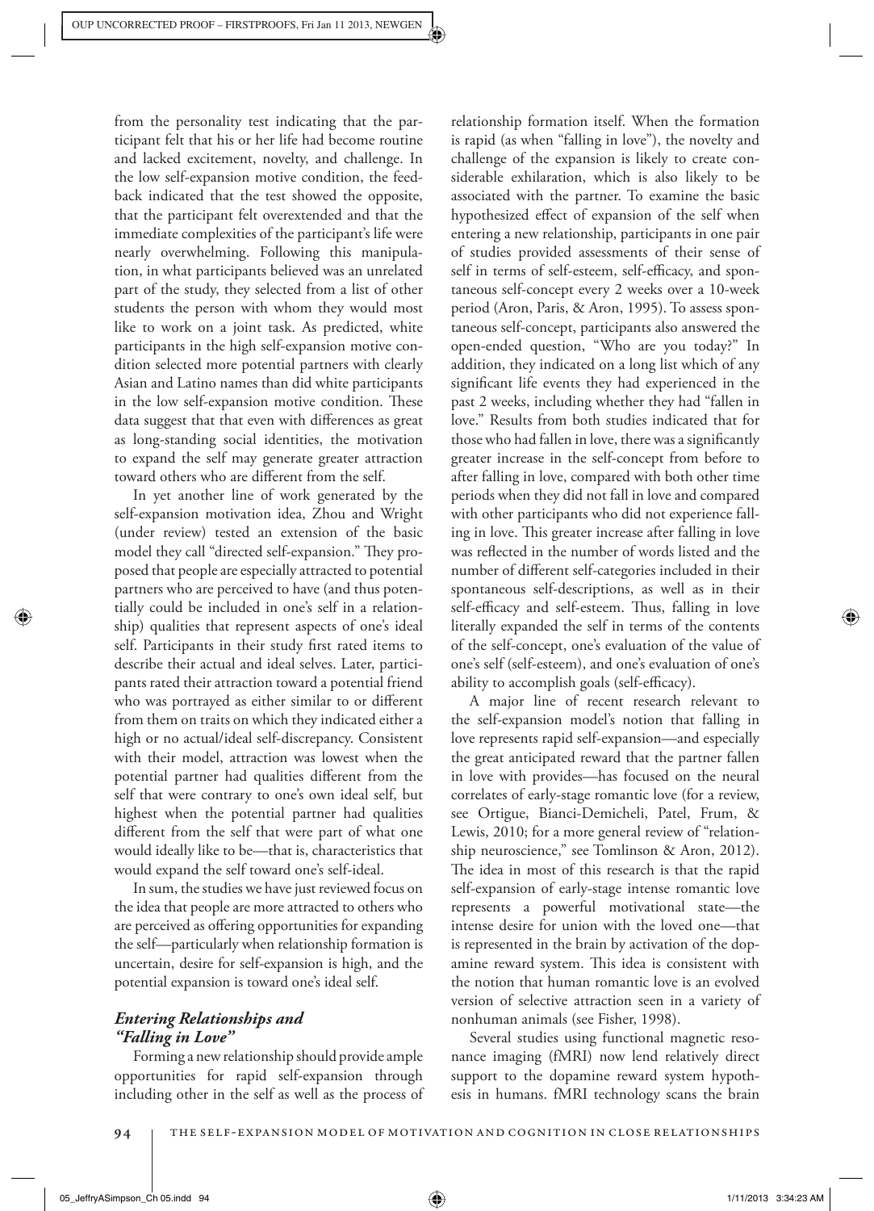from the personality test indicating that the participant felt that his or her life had become routine and lacked excitement, novelty, and challenge. In the low self-expansion motive condition, the feedback indicated that the test showed the opposite, that the participant felt overextended and that the immediate complexities of the participant's life were nearly overwhelming. Following this manipulation, in what participants believed was an unrelated part of the study, they selected from a list of other students the person with whom they would most like to work on a joint task. As predicted, white participants in the high self-expansion motive condition selected more potential partners with clearly Asian and Latino names than did white participants in the low self-expansion motive condition. These data suggest that that even with differences as great as long-standing social identities, the motivation to expand the self may generate greater attraction toward others who are different from the self.

In yet another line of work generated by the self-expansion motivation idea, Zhou and Wright (under review) tested an extension of the basic model they call "directed self-expansion." They proposed that people are especially attracted to potential partners who are perceived to have (and thus potentially could be included in one's self in a relationship) qualities that represent aspects of one's ideal self. Participants in their study first rated items to describe their actual and ideal selves. Later, participants rated their attraction toward a potential friend who was portrayed as either similar to or different from them on traits on which they indicated either a high or no actual/ideal self-discrepancy. Consistent with their model, attraction was lowest when the potential partner had qualities different from the self that were contrary to one's own ideal self, but highest when the potential partner had qualities different from the self that were part of what one would ideally like to be—that is, characteristics that would expand the self toward one's self-ideal.

In sum, the studies we have just reviewed focus on the idea that people are more attracted to others who are perceived as offering opportunities for expanding the self—particularly when relationship formation is uncertain, desire for self-expansion is high, and the potential expansion is toward one's ideal self.

### *Entering Relationships and "Falling in Love"*

Forming a new relationship should provide ample opportunities for rapid self-expansion through including other in the self as well as the process of relationship formation itself. When the formation is rapid (as when "falling in love"), the novelty and challenge of the expansion is likely to create considerable exhilaration, which is also likely to be associated with the partner. To examine the basic hypothesized effect of expansion of the self when entering a new relationship, participants in one pair of studies provided assessments of their sense of self in terms of self-esteem, self-efficacy, and spontaneous self-concept every 2 weeks over a 10-week period (Aron, Paris, & Aron, 1995). To assess spontaneous self-concept, participants also answered the open-ended question, "Who are you today?" In addition, they indicated on a long list which of any significant life events they had experienced in the past 2 weeks, including whether they had "fallen in love." Results from both studies indicated that for those who had fallen in love, there was a significantly greater increase in the self-concept from before to after falling in love, compared with both other time periods when they did not fall in love and compared with other participants who did not experience falling in love. This greater increase after falling in love was reflected in the number of words listed and the number of different self-categories included in their spontaneous self-descriptions, as well as in their self-efficacy and self-esteem. Thus, falling in love literally expanded the self in terms of the contents of the self-concept, one's evaluation of the value of one's self (self-esteem), and one's evaluation of one's ability to accomplish goals (self-efficacy).

A major line of recent research relevant to the self-expansion model's notion that falling in love represents rapid self-expansion—and especially the great anticipated reward that the partner fallen in love with provides—has focused on the neural correlates of early-stage romantic love (for a review, see Ortigue, Bianci-Demicheli, Patel, Frum, & Lewis, 2010; for a more general review of "relationship neuroscience," see Tomlinson & Aron, 2012). The idea in most of this research is that the rapid self-expansion of early-stage intense romantic love represents a powerful motivational state—the intense desire for union with the loved one—that is represented in the brain by activation of the dopamine reward system. This idea is consistent with the notion that human romantic love is an evolved version of selective attraction seen in a variety of nonhuman animals (see Fisher, 1998).

Several studies using functional magnetic resonance imaging (fMRI) now lend relatively direct support to the dopamine reward system hypothesis in humans. fMRI technology scans the brain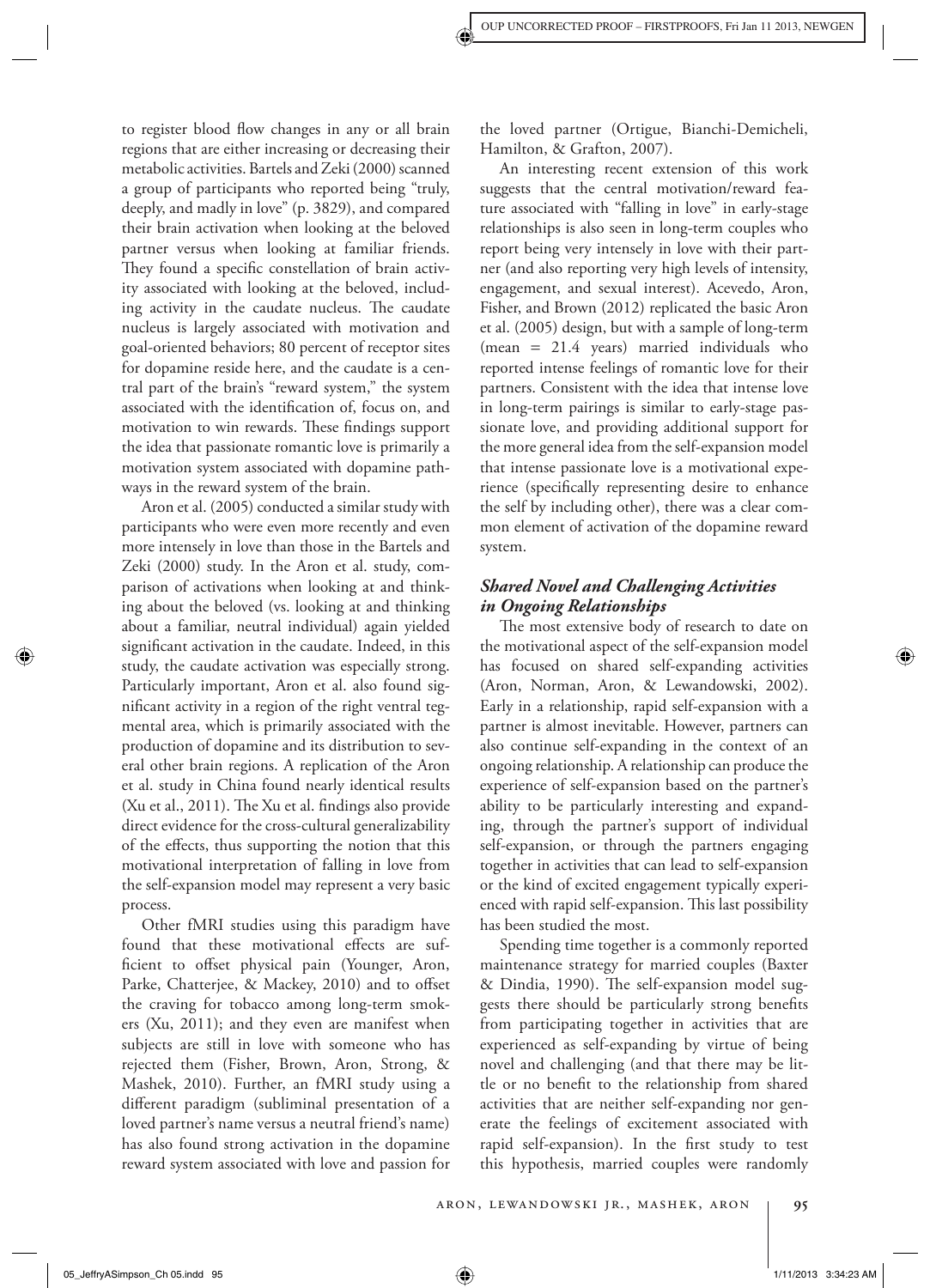to register blood flow changes in any or all brain regions that are either increasing or decreasing their metabolic activities. Bartels and Zeki (2000) scanned a group of participants who reported being "truly, deeply, and madly in love" (p. 3829), and compared their brain activation when looking at the beloved partner versus when looking at familiar friends. They found a specific constellation of brain activity associated with looking at the beloved, including activity in the caudate nucleus. The caudate nucleus is largely associated with motivation and goal-oriented behaviors; 80 percent of receptor sites for dopamine reside here, and the caudate is a central part of the brain's "reward system," the system associated with the identification of, focus on, and motivation to win rewards. These findings support the idea that passionate romantic love is primarily a motivation system associated with dopamine pathways in the reward system of the brain.

Aron et al. (2005) conducted a similar study with participants who were even more recently and even more intensely in love than those in the Bartels and Zeki (2000) study. In the Aron et al. study, comparison of activations when looking at and thinking about the beloved (vs. looking at and thinking about a familiar, neutral individual) again yielded significant activation in the caudate. Indeed, in this study, the caudate activation was especially strong. Particularly important, Aron et al. also found significant activity in a region of the right ventral tegmental area, which is primarily associated with the production of dopamine and its distribution to several other brain regions. A replication of the Aron et al. study in China found nearly identical results (Xu et al., 2011). The Xu et al. findings also provide direct evidence for the cross-cultural generalizability of the effects, thus supporting the notion that this motivational interpretation of falling in love from the self-expansion model may represent a very basic process.

Other fMRI studies using this paradigm have found that these motivational effects are sufficient to offset physical pain (Younger, Aron, Parke, Chatterjee, & Mackey, 2010) and to offset the craving for tobacco among long-term smokers (Xu, 2011); and they even are manifest when subjects are still in love with someone who has rejected them (Fisher, Brown, Aron, Strong, & Mashek, 2010). Further, an fMRI study using a different paradigm (subliminal presentation of a loved partner's name versus a neutral friend's name) has also found strong activation in the dopamine reward system associated with love and passion for the loved partner (Ortigue, Bianchi-Demicheli, Hamilton, & Grafton, 2007).

An interesting recent extension of this work suggests that the central motivation/reward feature associated with "falling in love" in early-stage relationships is also seen in long-term couples who report being very intensely in love with their partner (and also reporting very high levels of intensity, engagement, and sexual interest). Acevedo, Aron, Fisher, and Brown (2012) replicated the basic Aron et al. (2005) design, but with a sample of long-term (mean = 21.4 years) married individuals who reported intense feelings of romantic love for their partners. Consistent with the idea that intense love in long-term pairings is similar to early-stage passionate love, and providing additional support for the more general idea from the self-expansion model that intense passionate love is a motivational experience (specifically representing desire to enhance the self by including other), there was a clear common element of activation of the dopamine reward system.

### *Shared Novel and Challenging Activities in Ongoing Relationships*

The most extensive body of research to date on the motivational aspect of the self-expansion model has focused on shared self-expanding activities (Aron, Norman, Aron, & Lewandowski, 2002). Early in a relationship, rapid self-expansion with a partner is almost inevitable. However, partners can also continue self-expanding in the context of an ongoing relationship. A relationship can produce the experience of self-expansion based on the partner's ability to be particularly interesting and expanding, through the partner's support of individual self-expansion, or through the partners engaging together in activities that can lead to self-expansion or the kind of excited engagement typically experienced with rapid self-expansion. This last possibility has been studied the most.

Spending time together is a commonly reported maintenance strategy for married couples (Baxter & Dindia, 1990). The self-expansion model suggests there should be particularly strong benefits from participating together in activities that are experienced as self-expanding by virtue of being novel and challenging (and that there may be little or no benefit to the relationship from shared activities that are neither self-expanding nor generate the feelings of excitement associated with rapid self-expansion). In the first study to test this hypothesis, married couples were randomly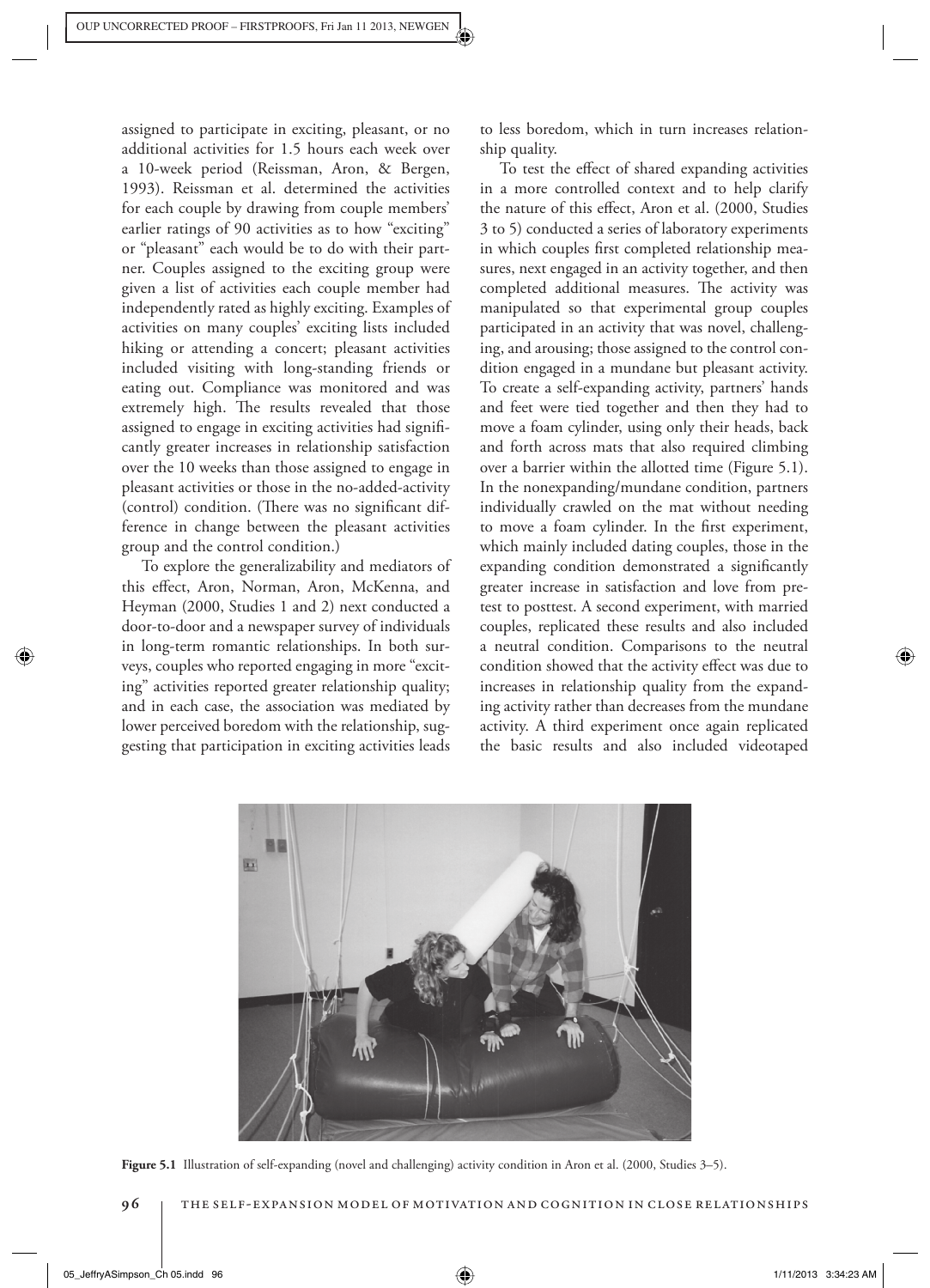assigned to participate in exciting, pleasant, or no additional activities for 1.5 hours each week over a 10-week period (Reissman, Aron, & Bergen, 1993). Reissman et al. determined the activities for each couple by drawing from couple members' earlier ratings of 90 activities as to how "exciting" or "pleasant" each would be to do with their partner. Couples assigned to the exciting group were given a list of activities each couple member had independently rated as highly exciting. Examples of activities on many couples' exciting lists included hiking or attending a concert; pleasant activities included visiting with long-standing friends or eating out. Compliance was monitored and was extremely high. The results revealed that those assigned to engage in exciting activities had significantly greater increases in relationship satisfaction over the 10 weeks than those assigned to engage in pleasant activities or those in the no-added-activity (control) condition. (There was no significant difference in change between the pleasant activities group and the control condition.)

To explore the generalizability and mediators of this effect, Aron, Norman, Aron, McKenna, and Heyman (2000, Studies 1 and 2) next conducted a door-to-door and a newspaper survey of individuals in long-term romantic relationships. In both surveys, couples who reported engaging in more "exciting" activities reported greater relationship quality; and in each case, the association was mediated by lower perceived boredom with the relationship, suggesting that participation in exciting activities leads to less boredom, which in turn increases relationship quality.

To test the effect of shared expanding activities in a more controlled context and to help clarify the nature of this effect, Aron et al. (2000, Studies 3 to 5) conducted a series of laboratory experiments in which couples first completed relationship measures, next engaged in an activity together, and then completed additional measures. The activity was manipulated so that experimental group couples participated in an activity that was novel, challenging, and arousing; those assigned to the control condition engaged in a mundane but pleasant activity. To create a self-expanding activity, partners' hands and feet were tied together and then they had to move a foam cylinder, using only their heads, back and forth across mats that also required climbing over a barrier within the allotted time (Figure 5.1). In the nonexpanding/mundane condition, partners individually crawled on the mat without needing to move a foam cylinder. In the first experiment, which mainly included dating couples, those in the expanding condition demonstrated a significantly greater increase in satisfaction and love from pretest to posttest. A second experiment, with married couples, replicated these results and also included a neutral condition. Comparisons to the neutral condition showed that the activity effect was due to increases in relationship quality from the expanding activity rather than decreases from the mundane activity. A third experiment once again replicated the basic results and also included videotaped

**Figure 5.1** Illustration of self-expanding (novel and challenging) activity condition in Aron et al. (2000, Studies 3–5).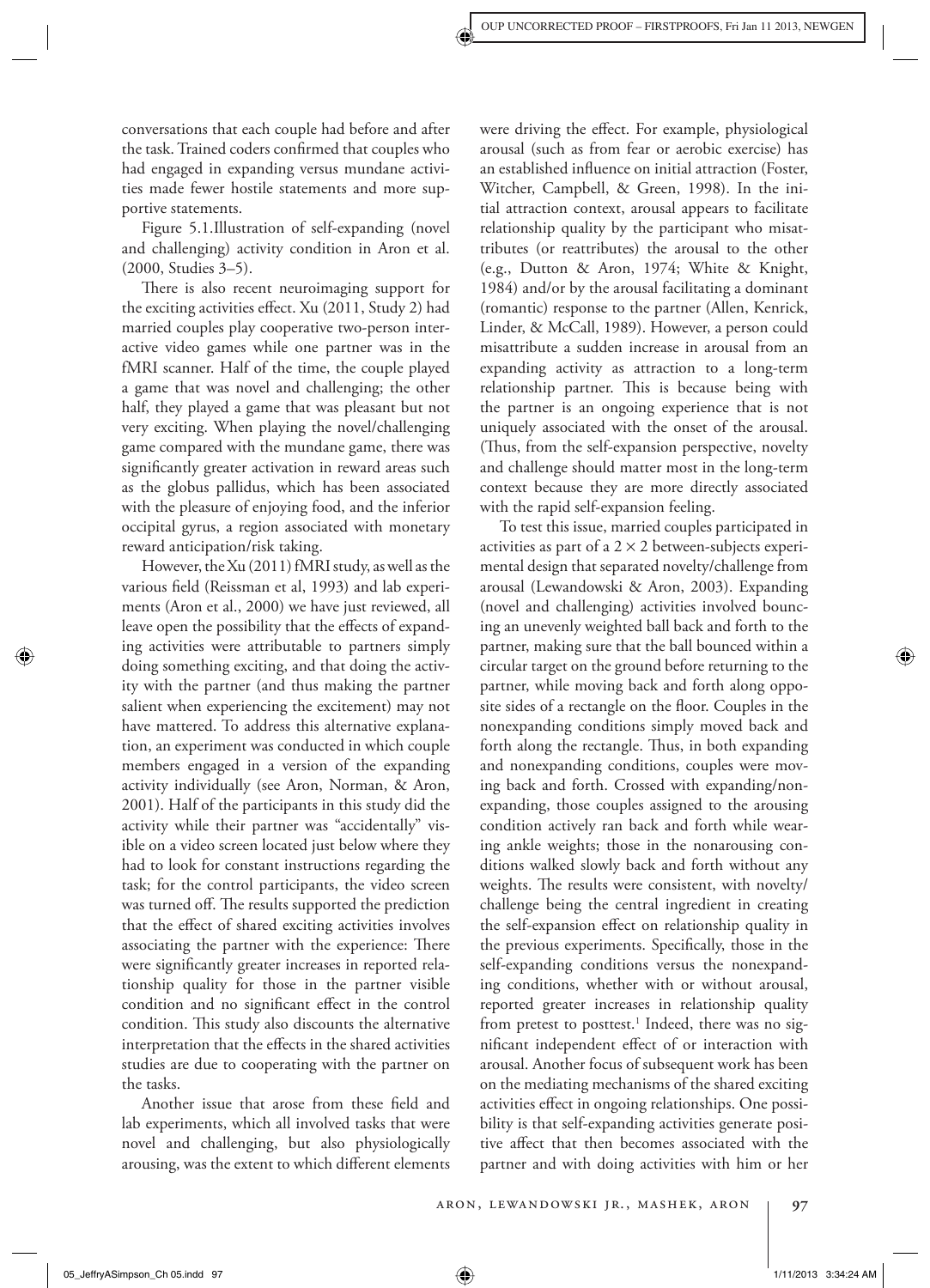conversations that each couple had before and after the task. Trained coders confirmed that couples who had engaged in expanding versus mundane activities made fewer hostile statements and more supportive statements.

Figure 5.1.Illustration of self-expanding (novel and challenging) activity condition in Aron et al. (2000, Studies 3–5).

There is also recent neuroimaging support for the exciting activities effect. Xu (2011, Study 2) had married couples play cooperative two-person interactive video games while one partner was in the fMRI scanner. Half of the time, the couple played a game that was novel and challenging; the other half, they played a game that was pleasant but not very exciting. When playing the novel/challenging game compared with the mundane game, there was significantly greater activation in reward areas such as the globus pallidus, which has been associated with the pleasure of enjoying food, and the inferior occipital gyrus, a region associated with monetary reward anticipation/risk taking.

However, the Xu (2011) fMRI study, as well as the various field (Reissman et al, 1993) and lab experiments (Aron et al., 2000) we have just reviewed, all leave open the possibility that the effects of expanding activities were attributable to partners simply doing something exciting, and that doing the activity with the partner (and thus making the partner salient when experiencing the excitement) may not have mattered. To address this alternative explanation, an experiment was conducted in which couple members engaged in a version of the expanding activity individually (see Aron, Norman, & Aron, 2001). Half of the participants in this study did the activity while their partner was "accidentally" visible on a video screen located just below where they had to look for constant instructions regarding the task; for the control participants, the video screen was turned off. The results supported the prediction that the effect of shared exciting activities involves associating the partner with the experience: There were significantly greater increases in reported relationship quality for those in the partner visible condition and no significant effect in the control condition. This study also discounts the alternative interpretation that the effects in the shared activities studies are due to cooperating with the partner on the tasks.

Another issue that arose from these field and lab experiments, which all involved tasks that were novel and challenging, but also physiologically arousing, was the extent to which different elements were driving the effect. For example, physiological arousal (such as from fear or aerobic exercise) has an established influence on initial attraction (Foster, Witcher, Campbell, & Green, 1998). In the initial attraction context, arousal appears to facilitate relationship quality by the participant who misattributes (or reattributes) the arousal to the other (e.g., Dutton & Aron, 1974; White & Knight, 1984) and/or by the arousal facilitating a dominant (romantic) response to the partner (Allen, Kenrick, Linder, & McCall, 1989). However, a person could misattribute a sudden increase in arousal from an expanding activity as attraction to a long-term relationship partner. This is because being with the partner is an ongoing experience that is not uniquely associated with the onset of the arousal. (Thus, from the self-expansion perspective, novelty and challenge should matter most in the long-term context because they are more directly associated with the rapid self-expansion feeling.

To test this issue, married couples participated in activities as part of a $2 \times 2$ between-subjects experimental design that separated novelty/challenge from arousal (Lewandowski & Aron, 2003). Expanding (novel and challenging) activities involved bouncing an unevenly weighted ball back and forth to the partner, making sure that the ball bounced within a circular target on the ground before returning to the partner, while moving back and forth along opposite sides of a rectangle on the floor. Couples in the nonexpanding conditions simply moved back and forth along the rectangle. Thus, in both expanding and nonexpanding conditions, couples were moving back and forth. Crossed with expanding/nonexpanding, those couples assigned to the arousing condition actively ran back and forth while wearing ankle weights; those in the nonarousing conditions walked slowly back and forth without any weights. The results were consistent, with novelty/challenge being the central ingredient in creating the self-expansion effect on relationship quality in the previous experiments. Specifically, those in the self-expanding conditions versus the nonexpanding conditions, whether with or without arousal, reported greater increases in relationship quality from pretest to posttest.[1] Indeed, there was no significant independent effect of or interaction with arousal. Another focus of subsequent work has been on the mediating mechanisms of the shared exciting activities effect in ongoing relationships. One possibility is that self-expanding activities generate positive affect that then becomes associated with the partner and with doing activities with him or her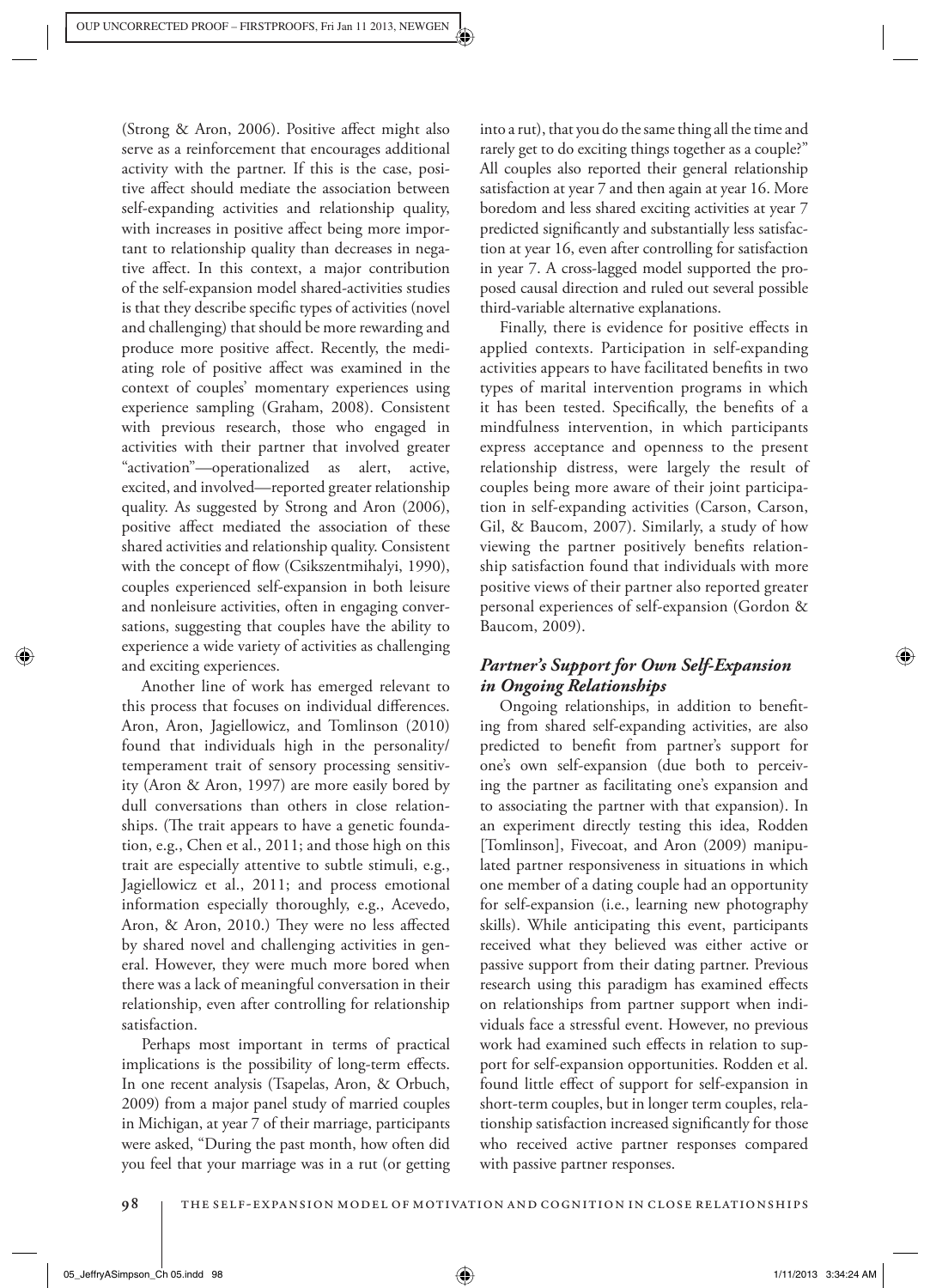(Strong & Aron, 2006). Positive affect might also serve as a reinforcement that encourages additional activity with the partner. If this is the case, positive affect should mediate the association between self-expanding activities and relationship quality, with increases in positive affect being more important to relationship quality than decreases in negative affect. In this context, a major contribution of the self-expansion model shared-activities studies is that they describe specific types of activities (novel and challenging) that should be more rewarding and produce more positive affect. Recently, the mediating role of positive affect was examined in the context of couples' momentary experiences using experience sampling (Graham, 2008). Consistent with previous research, those who engaged in activities with their partner that involved greater "activation"—operationalized as alert, active, excited, and involved—reported greater relationship quality. As suggested by Strong and Aron (2006), positive affect mediated the association of these shared activities and relationship quality. Consistent with the concept of flow (Csikszentmihalyi, 1990), couples experienced self-expansion in both leisure and nonleisure activities, often in engaging conversations, suggesting that couples have the ability to experience a wide variety of activities as challenging and exciting experiences.

Another line of work has emerged relevant to this process that focuses on individual differences. Aron, Aron, Jagiellowicz, and Tomlinson (2010) found that individuals high in the personality/temperament trait of sensory processing sensitivity (Aron & Aron, 1997) are more easily bored by dull conversations than others in close relationships. (The trait appears to have a genetic foundation, e.g., Chen et al., 2011; and those high on this trait are especially attentive to subtle stimuli, e.g., Jagiellowicz et al., 2011; and process emotional information especially thoroughly, e.g., Acevedo, Aron, & Aron, 2010.) They were no less affected by shared novel and challenging activities in general. However, they were much more bored when there was a lack of meaningful conversation in their relationship, even after controlling for relationship satisfaction.

Perhaps most important in terms of practical implications is the possibility of long-term effects. In one recent analysis (Tsapelas, Aron, & Orbuch, 2009) from a major panel study of married couples in Michigan, at year 7 of their marriage, participants were asked, "During the past month, how often did you feel that your marriage was in a rut (or getting into a rut), that you do the same thing all the time and rarely get to do exciting things together as a couple?" All couples also reported their general relationship satisfaction at year 7 and then again at year 16. More boredom and less shared exciting activities at year 7 predicted significantly and substantially less satisfaction at year 16, even after controlling for satisfaction in year 7. A cross-lagged model supported the proposed causal direction and ruled out several possible third-variable alternative explanations.

Finally, there is evidence for positive effects in applied contexts. Participation in self-expanding activities appears to have facilitated benefits in two types of marital intervention programs in which it has been tested. Specifically, the benefits of a mindfulness intervention, in which participants express acceptance and openness to the present relationship distress, were largely the result of couples being more aware of their joint participation in self-expanding activities (Carson, Carson, Gil, & Baucom, 2007). Similarly, a study of how viewing the partner positively benefits relationship satisfaction found that individuals with more positive views of their partner also reported greater personal experiences of self-expansion (Gordon & Baucom, 2009).

### *Partner's Support for Own Self-Expansion in Ongoing Relationships*

Ongoing relationships, in addition to benefiting from shared self-expanding activities, are also predicted to benefit from partner's support for one's own self-expansion (due both to perceiving the partner as facilitating one's expansion and to associating the partner with that expansion). In an experiment directly testing this idea, Rodden [Tomlinson], Fivecoat, and Aron (2009) manipulated partner responsiveness in situations in which one member of a dating couple had an opportunity for self-expansion (i.e., learning new photography skills). While anticipating this event, participants received what they believed was either active or passive support from their dating partner. Previous research using this paradigm has examined effects on relationships from partner support when individuals face a stressful event. However, no previous work had examined such effects in relation to support for self-expansion opportunities. Rodden et al. found little effect of support for self-expansion in short-term couples, but in longer term couples, relationship satisfaction increased significantly for those who received active partner responses compared with passive partner responses.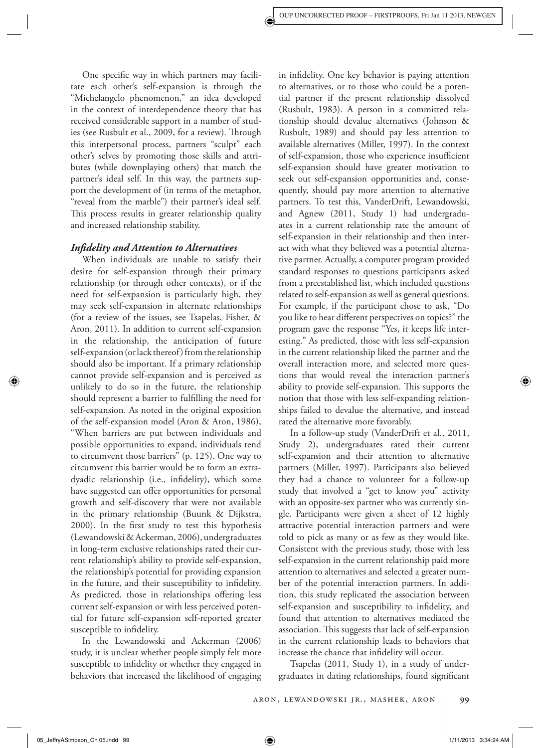One specific way in which partners may facilitate each other's self-expansion is through the "Michelangelo phenomenon," an idea developed in the context of interdependence theory that has received considerable support in a number of studies (see Rusbult et al., 2009, for a review). Through this interpersonal process, partners "sculpt" each other's selves by promoting those skills and attributes (while downplaying others) that match the partner's ideal self. In this way, the partners support the development of (in terms of the metaphor, "reveal from the marble") their partner's ideal self. This process results in greater relationship quality and increased relationship stability.

### *Infidelity and Attention to Alternatives*

When individuals are unable to satisfy their desire for self-expansion through their primary relationship (or through other contexts), or if the need for self-expansion is particularly high, they may seek self-expansion in alternate relationships (for a review of the issues, see Tsapelas, Fisher, & Aron, 2011). In addition to current self-expansion in the relationship, the anticipation of future self-expansion (or lack thereof) from the relationship should also be important. If a primary relationship cannot provide self-expansion and is perceived as unlikely to do so in the future, the relationship should represent a barrier to fulfilling the need for self-expansion. As noted in the original exposition of the self-expansion model (Aron & Aron, 1986), "When barriers are put between individuals and possible opportunities to expand, individuals tend to circumvent those barriers" (p. 125). One way to circumvent this barrier would be to form an extradyadic relationship (i.e., infidelity), which some have suggested can offer opportunities for personal growth and self-discovery that were not available in the primary relationship (Buunk & Dijkstra, 2000). In the first study to test this hypothesis (Lewandowski & Ackerman, 2006), undergraduates in long-term exclusive relationships rated their current relationship's ability to provide self-expansion, the relationship's potential for providing expansion in the future, and their susceptibility to infidelity. As predicted, those in relationships offering less current self-expansion or with less perceived potential for future self-expansion self-reported greater susceptible to infidelity.

In the Lewandowski and Ackerman (2006) study, it is unclear whether people simply felt more susceptible to infidelity or whether they engaged in behaviors that increased the likelihood of engaging in infidelity. One key behavior is paying attention to alternatives, or to those who could be a potential partner if the present relationship dissolved (Rusbult, 1983). A person in a committed relationship should devalue alternatives (Johnson & Rusbult, 1989) and should pay less attention to available alternatives (Miller, 1997). In the context of self-expansion, those who experience insufficient self-expansion should have greater motivation to seek out self-expansion opportunities and, consequently, should pay more attention to alternative partners. To test this, VanderDrift, Lewandowski, and Agnew (2011, Study 1) had undergraduates in a current relationship rate the amount of self-expansion in their relationship and then interact with what they believed was a potential alternative partner. Actually, a computer program provided standard responses to questions participants asked from a preestablished list, which included questions related to self-expansion as well as general questions. For example, if the participant chose to ask, "Do you like to hear different perspectives on topics?" the program gave the response "Yes, it keeps life interesting." As predicted, those with less self-expansion in the current relationship liked the partner and the overall interaction more, and selected more questions that would reveal the interaction partner's ability to provide self-expansion. This supports the notion that those with less self-expanding relationships failed to devalue the alternative, and instead rated the alternative more favorably.

In a follow-up study (VanderDrift et al., 2011, Study 2), undergraduates rated their current self-expansion and their attention to alternative partners (Miller, 1997). Participants also believed they had a chance to volunteer for a follow-up study that involved a "get to know you" activity with an opposite-sex partner who was currently single. Participants were given a sheet of 12 highly attractive potential interaction partners and were told to pick as many or as few as they would like. Consistent with the previous study, those with less self-expansion in the current relationship paid more attention to alternatives and selected a greater number of the potential interaction partners. In addition, this study replicated the association between self-expansion and susceptibility to infidelity, and found that attention to alternatives mediated the association. This suggests that lack of self-expansion in the current relationship leads to behaviors that increase the chance that infidelity will occur.

Tsapelas (2011, Study 1), in a study of undergraduates in dating relationships, found significant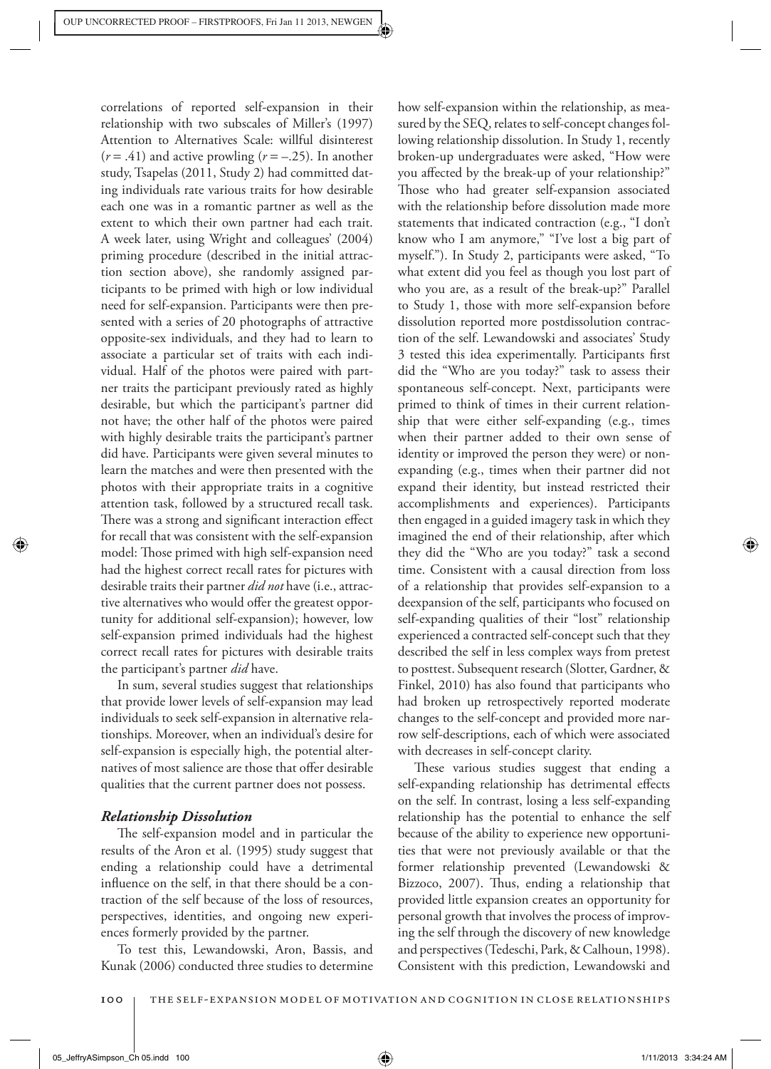correlations of reported self-expansion in their relationship with two subscales of Miller's (1997) Attention to Alternatives Scale: willful disinterest ($r = .41$) and active prowling ($r = -.25$). In another study, Tsapelas (2011, Study 2) had committed dating individuals rate various traits for how desirable each one was in a romantic partner as well as the extent to which their own partner had each trait. A week later, using Wright and colleagues' (2004) priming procedure (described in the initial attraction section above), she randomly assigned participants to be primed with high or low individual need for self-expansion. Participants were then presented with a series of 20 photographs of attractive opposite-sex individuals, and they had to learn to associate a particular set of traits with each individual. Half of the photos were paired with partner traits the participant previously rated as highly desirable, but which the participant's partner did not have; the other half of the photos were paired with highly desirable traits the participant's partner did have. Participants were given several minutes to learn the matches and were then presented with the photos with their appropriate traits in a cognitive attention task, followed by a structured recall task. There was a strong and significant interaction effect for recall that was consistent with the self-expansion model: Those primed with high self-expansion need had the highest correct recall rates for pictures with desirable traits their partner *did not* have (i.e., attractive alternatives who would offer the greatest opportunity for additional self-expansion); however, low self-expansion primed individuals had the highest correct recall rates for pictures with desirable traits the participant's partner *did* have.

In sum, several studies suggest that relationships that provide lower levels of self-expansion may lead individuals to seek self-expansion in alternative relationships. Moreover, when an individual's desire for self-expansion is especially high, the potential alternatives of most salience are those that offer desirable qualities that the current partner does not possess.

### *Relationship Dissolution*

The self-expansion model and in particular the results of the Aron et al. (1995) study suggest that ending a relationship could have a detrimental influence on the self, in that there should be a contraction of the self because of the loss of resources, perspectives, identities, and ongoing new experiences formerly provided by the partner.

To test this, Lewandowski, Aron, Bassis, and Kunak (2006) conducted three studies to determine how self-expansion within the relationship, as measured by the SEQ, relates to self-concept changes following relationship dissolution. In Study 1, recently broken-up undergraduates were asked, "How were you affected by the break-up of your relationship?" Those who had greater self-expansion associated with the relationship before dissolution made more statements that indicated contraction (e.g., "I don't know who I am anymore," "I've lost a big part of myself."). In Study 2, participants were asked, "To what extent did you feel as though you lost part of who you are, as a result of the break-up?" Parallel to Study 1, those with more self-expansion before dissolution reported more postdissolution contraction of the self. Lewandowski and associates' Study 3 tested this idea experimentally. Participants first did the "Who are you today?" task to assess their spontaneous self-concept. Next, participants were primed to think of times in their current relationship that were either self-expanding (e.g., times when their partner added to their own sense of identity or improved the person they were) or non-expanding (e.g., times when their partner did not expand their identity, but instead restricted their accomplishments and experiences). Participants then engaged in a guided imagery task in which they imagined the end of their relationship, after which they did the "Who are you today?" task a second time. Consistent with a causal direction from loss of a relationship that provides self-expansion to a deexpansion of the self, participants who focused on self-expanding qualities of their "lost" relationship experienced a contracted self-concept such that they described the self in less complex ways from pretest to posttest. Subsequent research (Slotter, Gardner, & Finkel, 2010) has also found that participants who had broken up retrospectively reported moderate changes to the self-concept and provided more narrow self-descriptions, each of which were associated with decreases in self-concept clarity.

These various studies suggest that ending a self-expanding relationship has detrimental effects on the self. In contrast, losing a less self-expanding relationship has the potential to enhance the self because of the ability to experience new opportunities that were not previously available or that the former relationship prevented (Lewandowski & Bizzoco, 2007). Thus, ending a relationship that provided little expansion creates an opportunity for personal growth that involves the process of improving the self through the discovery of new knowledge and perspectives (Tedeschi, Park, & Calhoun, 1998). Consistent with this prediction, Lewandowski and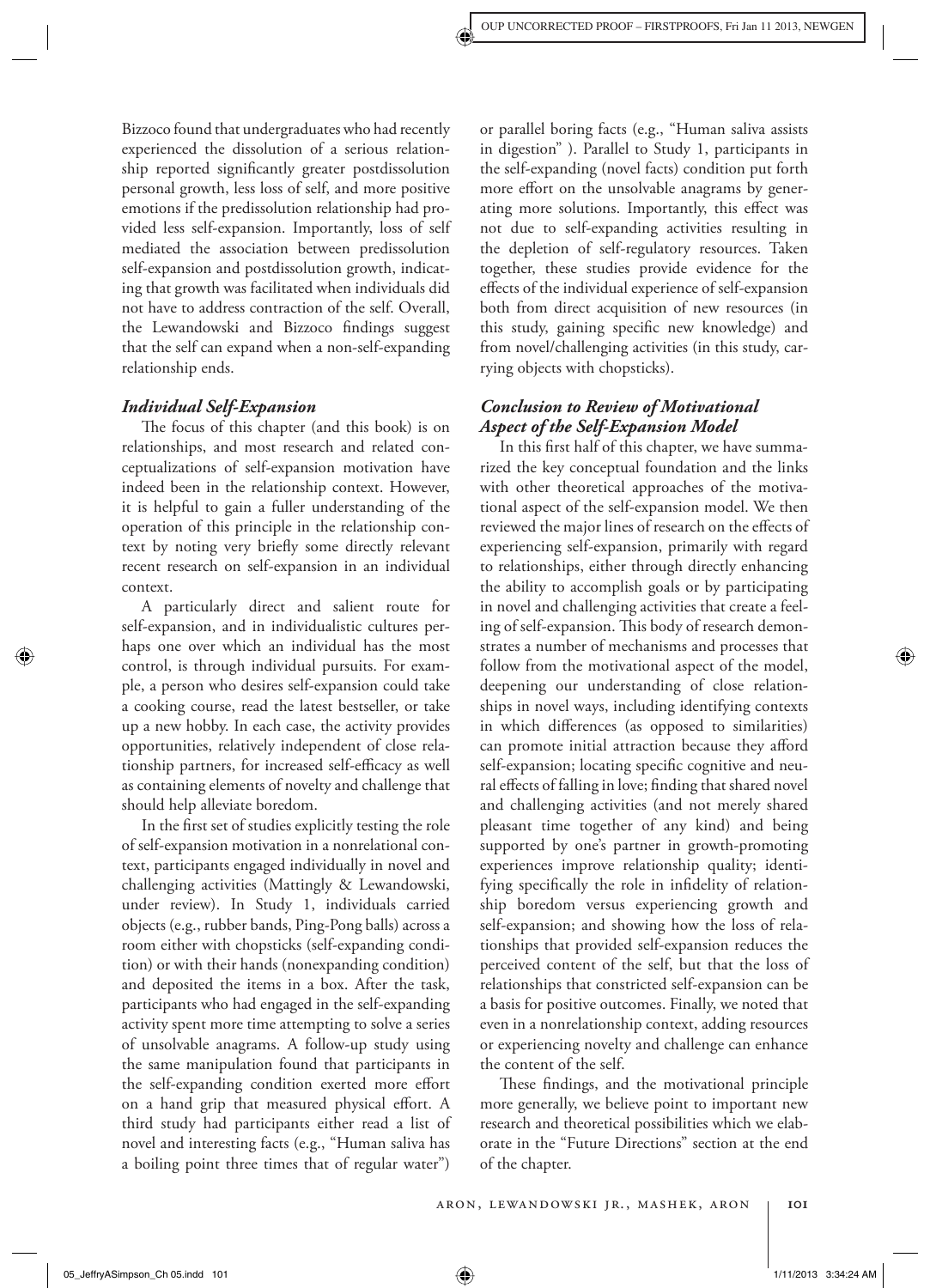Bizzoco found that undergraduates who had recently experienced the dissolution of a serious relationship reported significantly greater postdissolution personal growth, less loss of self, and more positive emotions if the predissolution relationship had provided less self-expansion. Importantly, loss of self mediated the association between predissolution self-expansion and postdissolution growth, indicating that growth was facilitated when individuals did not have to address contraction of the self. Overall, the Lewandowski and Bizzoco findings suggest that the self can expand when a non-self-expanding relationship ends.

### *Individual Self-Expansion*

The focus of this chapter (and this book) is on relationships, and most research and related conceptualizations of self-expansion motivation have indeed been in the relationship context. However, it is helpful to gain a fuller understanding of the operation of this principle in the relationship context by noting very briefly some directly relevant recent research on self-expansion in an individual context.

A particularly direct and salient route for self-expansion, and in individualistic cultures perhaps one over which an individual has the most control, is through individual pursuits. For example, a person who desires self-expansion could take a cooking course, read the latest bestseller, or take up a new hobby. In each case, the activity provides opportunities, relatively independent of close relationship partners, for increased self-efficacy as well as containing elements of novelty and challenge that should help alleviate boredom.

In the first set of studies explicitly testing the role of self-expansion motivation in a nonrelational context, participants engaged individually in novel and challenging activities (Mattingly & Lewandowski, under review). In Study 1, individuals carried objects (e.g., rubber bands, Ping-Pong balls) across a room either with chopsticks (self-expanding condition) or with their hands (nonexpanding condition) and deposited the items in a box. After the task, participants who had engaged in the self-expanding activity spent more time attempting to solve a series of unsolvable anagrams. A follow-up study using the same manipulation found that participants in the self-expanding condition exerted more effort on a hand grip that measured physical effort. A third study had participants either read a list of novel and interesting facts (e.g., "Human saliva has a boiling point three times that of regular water") or parallel boring facts (e.g., "Human saliva assists in digestion" ). Parallel to Study 1, participants in the self-expanding (novel facts) condition put forth more effort on the unsolvable anagrams by generating more solutions. Importantly, this effect was not due to self-expanding activities resulting in the depletion of self-regulatory resources. Taken together, these studies provide evidence for the effects of the individual experience of self-expansion both from direct acquisition of new resources (in this study, gaining specific new knowledge) and from novel/challenging activities (in this study, carrying objects with chopsticks).

### *Conclusion to Review of Motivational Aspect of the Self-Expansion Model*

In this first half of this chapter, we have summarized the key conceptual foundation and the links with other theoretical approaches of the motivational aspect of the self-expansion model. We then reviewed the major lines of research on the effects of experiencing self-expansion, primarily with regard to relationships, either through directly enhancing the ability to accomplish goals or by participating in novel and challenging activities that create a feeling of self-expansion. This body of research demonstrates a number of mechanisms and processes that follow from the motivational aspect of the model, deepening our understanding of close relationships in novel ways, including identifying contexts in which differences (as opposed to similarities) can promote initial attraction because they afford self-expansion; locating specific cognitive and neural effects of falling in love; finding that shared novel and challenging activities (and not merely shared pleasant time together of any kind) and being supported by one's partner in growth-promoting experiences improve relationship quality; identifying specifically the role in infidelity of relationship boredom versus experiencing growth and self-expansion; and showing how the loss of relationships that provided self-expansion reduces the perceived content of the self, but that the loss of relationships that constricted self-expansion can be a basis for positive outcomes. Finally, we noted that even in a nonrelationship context, adding resources or experiencing novelty and challenge can enhance the content of the self.

These findings, and the motivational principle more generally, we believe point to important new research and theoretical possibilities which we elaborate in the "Future Directions" section at the end of the chapter.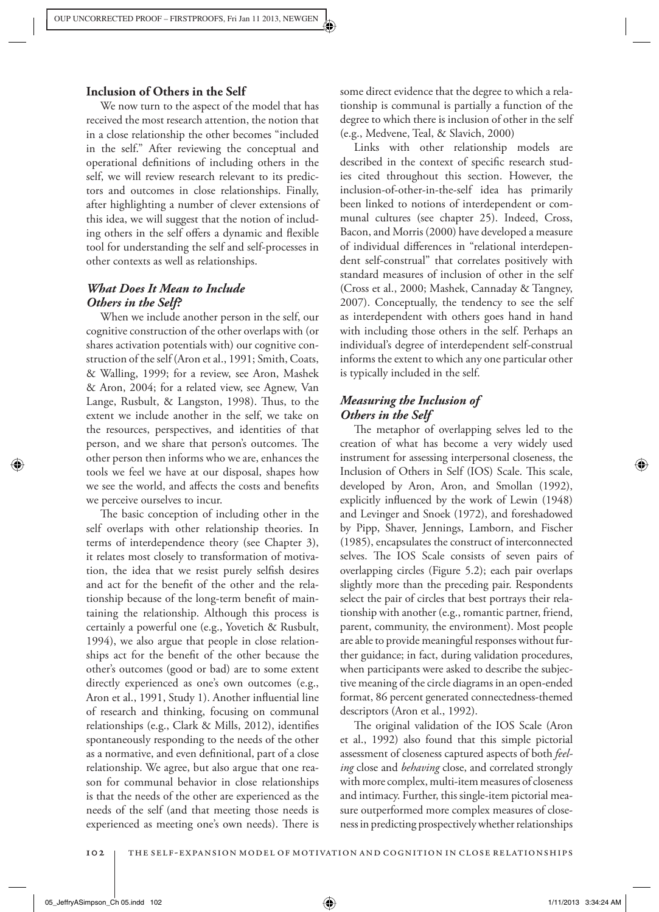### Inclusion of Others in the Self

We now turn to the aspect of the model that has received the most research attention, the notion that in a close relationship the other becomes "included in the self." After reviewing the conceptual and operational definitions of including others in the self, we will review research relevant to its predictors and outcomes in close relationships. Finally, after highlighting a number of clever extensions of this idea, we will suggest that the notion of including others in the self offers a dynamic and flexible tool for understanding the self and self-processes in other contexts as well as relationships.

#### *What Does It Mean to Include Others in the Self?*

When we include another person in the self, our cognitive construction of the other overlaps with (or shares activation potentials with) our cognitive construction of the self (Aron et al., 1991; Smith, Coats, & Walling, 1999; for a review, see Aron, Mashek & Aron, 2004; for a related view, see Agnew, Van Lange, Rusbult, & Langston, 1998). Thus, to the extent we include another in the self, we take on the resources, perspectives, and identities of that person, and we share that person's outcomes. The other person then informs who we are, enhances the tools we feel we have at our disposal, shapes how we see the world, and affects the costs and benefits we perceive ourselves to incur.

The basic conception of including other in the self overlaps with other relationship theories. In terms of interdependence theory (see Chapter 3), it relates most closely to transformation of motivation, the idea that we resist purely selfish desires and act for the benefit of the other and the relationship because of the long-term benefit of maintaining the relationship. Although this process is certainly a powerful one (e.g., Yovetich & Rusbult, 1994), we also argue that people in close relationships act for the benefit of the other because the other's outcomes (good or bad) are to some extent directly experienced as one's own outcomes (e.g., Aron et al., 1991, Study 1). Another influential line of research and thinking, focusing on communal relationships (e.g., Clark & Mills, 2012), identifies spontaneously responding to the needs of the other as a normative, and even definitional, part of a close relationship. We agree, but also argue that one reason for communal behavior in close relationships is that the needs of the other are experienced as the needs of the self (and that meeting those needs is experienced as meeting one's own needs). There is some direct evidence that the degree to which a relationship is communal is partially a function of the degree to which there is inclusion of other in the self (e.g., Medvene, Teal, & Slavich, 2000)

Links with other relationship models are described in the context of specific research studies cited throughout this section. However, the inclusion-of-other-in-the-self idea has primarily been linked to notions of interdependent or communal cultures (see chapter 25). Indeed, Cross, Bacon, and Morris (2000) have developed a measure of individual differences in "relational interdependent self-construal" that correlates positively with standard measures of inclusion of other in the self (Cross et al., 2000; Mashek, Cannaday & Tangney, 2007). Conceptually, the tendency to see the self as interdependent with others goes hand in hand with including those others in the self. Perhaps an individual's degree of interdependent self-construal informs the extent to which any one particular other is typically included in the self.

#### *Measuring the Inclusion of Others in the Self*

The metaphor of overlapping selves led to the creation of what has become a very widely used instrument for assessing interpersonal closeness, the Inclusion of Others in Self (IOS) Scale. This scale, developed by Aron, Aron, and Smollan (1992), explicitly influenced by the work of Lewin (1948) and Levinger and Snoek (1972), and foreshadowed by Pipp, Shaver, Jennings, Lamborn, and Fischer (1985), encapsulates the construct of interconnected selves. The IOS Scale consists of seven pairs of overlapping circles (Figure 5.2); each pair overlaps slightly more than the preceding pair. Respondents select the pair of circles that best portrays their relationship with another (e.g., romantic partner, friend, parent, community, the environment). Most people are able to provide meaningful responses without further guidance; in fact, during validation procedures, when participants were asked to describe the subjective meaning of the circle diagrams in an open-ended format, 86 percent generated connectedness-themed descriptors (Aron et al., 1992).

The original validation of the IOS Scale (Aron et al., 1992) also found that this simple pictorial assessment of closeness captured aspects of both *feeling* close and *behaving* close, and correlated strongly with more complex, multi-item measures of closeness and intimacy. Further, this single-item pictorial measure outperformed more complex measures of closeness in predicting prospectively whether relationships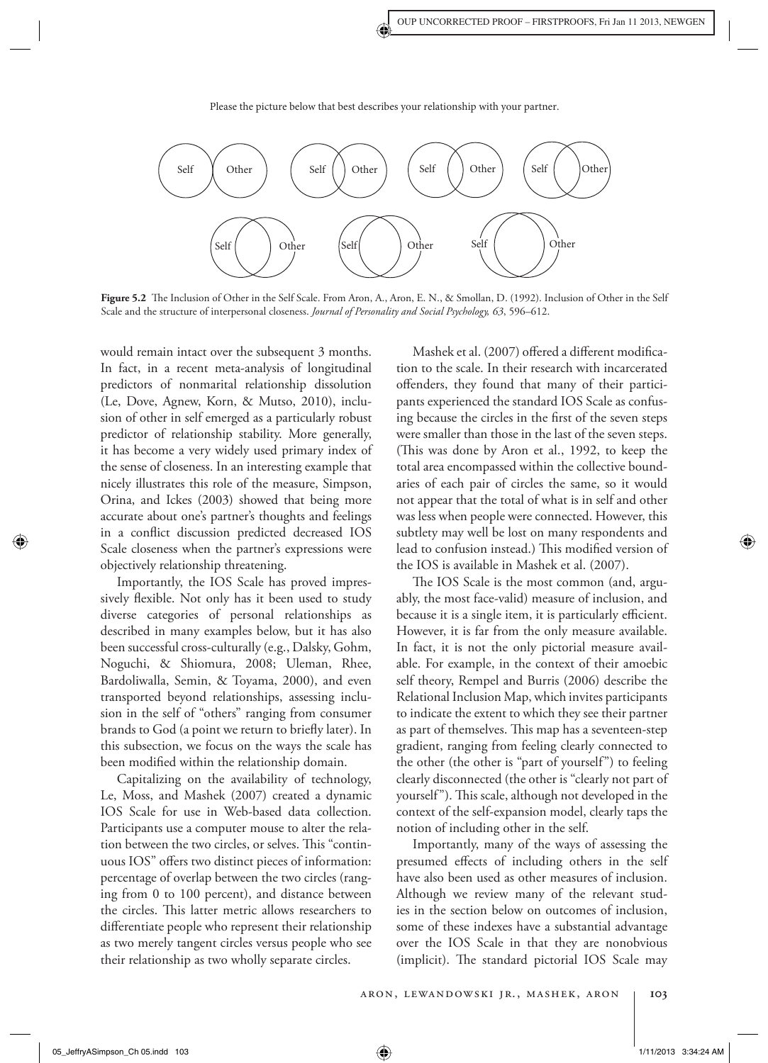Please the picture below that best describes your relationship with your partner.

Self Other | Self Other | Self Other | Self Other

Self Other | Self Other | Self Other

**Figure 5.2** The Inclusion of Other in the Self Scale. From Aron, A., Aron, E. N., & Smollan, D. (1992). Inclusion of Other in the Self Scale and the structure of interpersonal closeness. *Journal of Personality and Social Psychology, 63*, 596–612.

would remain intact over the subsequent 3 months. In fact, in a recent meta-analysis of longitudinal predictors of nonmarital relationship dissolution (Le, Dove, Agnew, Korn, & Mutso, 2010), inclusion of other in self emerged as a particularly robust predictor of relationship stability. More generally, it has become a very widely used primary index of the sense of closeness. In an interesting example that nicely illustrates this role of the measure, Simpson, Orina, and Ickes (2003) showed that being more accurate about one's partner's thoughts and feelings in a conflict discussion predicted decreased IOS Scale closeness when the partner's expressions were objectively relationship threatening.

Importantly, the IOS Scale has proved impressively flexible. Not only has it been used to study diverse categories of personal relationships as described in many examples below, but it has also been successful cross-culturally (e.g., Dalsky, Gohm, Noguchi, & Shiomura, 2008; Uleman, Rhee, Bardoliwalla, Semin, & Toyama, 2000), and even transported beyond relationships, assessing inclusion in the self of "others" ranging from consumer brands to God (a point we return to briefly later). In this subsection, we focus on the ways the scale has been modified within the relationship domain.

Capitalizing on the availability of technology, Le, Moss, and Mashek (2007) created a dynamic IOS Scale for use in Web-based data collection. Participants use a computer mouse to alter the relation between the two circles, or selves. This "continuous IOS" offers two distinct pieces of information: percentage of overlap between the two circles (ranging from 0 to 100 percent), and distance between the circles. This latter metric allows researchers to differentiate people who represent their relationship as two merely tangent circles versus people who see their relationship as two wholly separate circles.

Mashek et al. (2007) offered a different modification to the scale. In their research with incarcerated offenders, they found that many of their participants experienced the standard IOS Scale as confusing because the circles in the first of the seven steps were smaller than those in the last of the seven steps. (This was done by Aron et al., 1992, to keep the total area encompassed within the collective boundaries of each pair of circles the same, so it would not appear that the total of what is in self and other was less when people were connected. However, this subtlety may well be lost on many respondents and lead to confusion instead.) This modified version of the IOS is available in Mashek et al. (2007).

The IOS Scale is the most common (and, arguably, the most face-valid) measure of inclusion, and because it is a single item, it is particularly efficient. However, it is far from the only measure available. In fact, it is not the only pictorial measure available. For example, in the context of their amoebic self theory, Rempel and Burris (2006) describe the Relational Inclusion Map, which invites participants to indicate the extent to which they see their partner as part of themselves. This map has a seventeen-step gradient, ranging from feeling clearly connected to the other (the other is "part of yourself") to feeling clearly disconnected (the other is "clearly not part of yourself"). This scale, although not developed in the context of the self-expansion model, clearly taps the notion of including other in the self.

Importantly, many of the ways of assessing the presumed effects of including others in the self have also been used as other measures of inclusion. Although we review many of the relevant studies in the section below on outcomes of inclusion, some of these indexes have a substantial advantage over the IOS Scale in that they are nonobvious (implicit). The standard pictorial IOS Scale may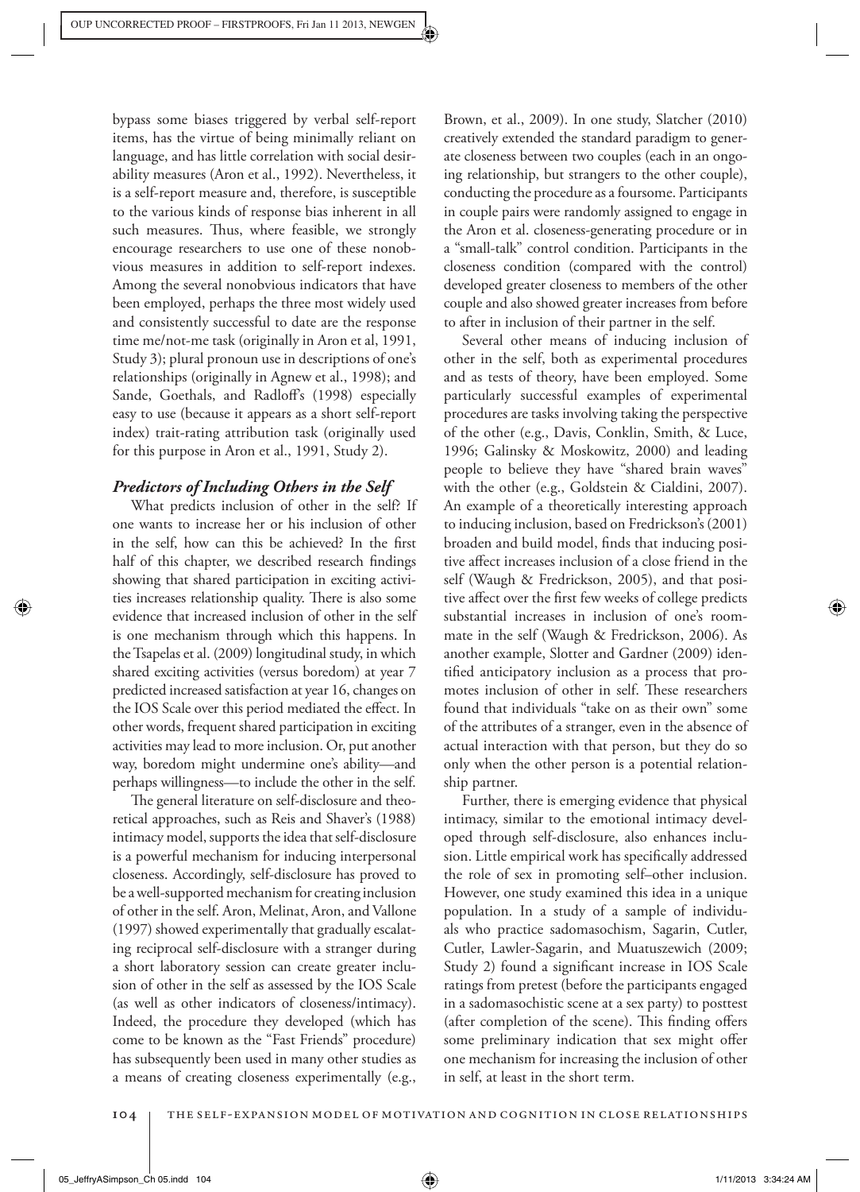bypass some biases triggered by verbal self-report items, has the virtue of being minimally reliant on language, and has little correlation with social desirability measures (Aron et al., 1992). Nevertheless, it is a self-report measure and, therefore, is susceptible to the various kinds of response bias inherent in all such measures. Thus, where feasible, we strongly encourage researchers to use one of these nonobvious measures in addition to self-report indexes. Among the several nonobvious indicators that have been employed, perhaps the three most widely used and consistently successful to date are the response time me/not-me task (originally in Aron et al, 1991, Study 3); plural pronoun use in descriptions of one's relationships (originally in Agnew et al., 1998); and Sande, Goethals, and Radloff's (1998) especially easy to use (because it appears as a short self-report index) trait-rating attribution task (originally used for this purpose in Aron et al., 1991, Study 2).

### *Predictors of Including Others in the Self*

What predicts inclusion of other in the self? If one wants to increase her or his inclusion of other in the self, how can this be achieved? In the first half of this chapter, we described research findings showing that shared participation in exciting activities increases relationship quality. There is also some evidence that increased inclusion of other in the self is one mechanism through which this happens. In the Tsapelas et al. (2009) longitudinal study, in which shared exciting activities (versus boredom) at year 7 predicted increased satisfaction at year 16, changes on the IOS Scale over this period mediated the effect. In other words, frequent shared participation in exciting activities may lead to more inclusion. Or, put another way, boredom might undermine one's ability—and perhaps willingness—to include the other in the self.

The general literature on self-disclosure and theoretical approaches, such as Reis and Shaver's (1988) intimacy model, supports the idea that self-disclosure is a powerful mechanism for inducing interpersonal closeness. Accordingly, self-disclosure has proved to be a well-supported mechanism for creating inclusion of other in the self. Aron, Melinat, Aron, and Vallone (1997) showed experimentally that gradually escalating reciprocal self-disclosure with a stranger during a short laboratory session can create greater inclusion of other in the self as assessed by the IOS Scale (as well as other indicators of closeness/intimacy). Indeed, the procedure they developed (which has come to be known as the "Fast Friends" procedure) has subsequently been used in many other studies as a means of creating closeness experimentally (e.g., Brown, et al., 2009). In one study, Slatcher (2010) creatively extended the standard paradigm to generate closeness between two couples (each in an ongoing relationship, but strangers to the other couple), conducting the procedure as a foursome. Participants in couple pairs were randomly assigned to engage in the Aron et al. closeness-generating procedure or in a "small-talk" control condition. Participants in the closeness condition (compared with the control) developed greater closeness to members of the other couple and also showed greater increases from before to after in inclusion of their partner in the self.

Several other means of inducing inclusion of other in the self, both as experimental procedures and as tests of theory, have been employed. Some particularly successful examples of experimental procedures are tasks involving taking the perspective of the other (e.g., Davis, Conklin, Smith, & Luce, 1996; Galinsky & Moskowitz, 2000) and leading people to believe they have "shared brain waves" with the other (e.g., Goldstein & Cialdini, 2007). An example of a theoretically interesting approach to inducing inclusion, based on Fredrickson's (2001) broaden and build model, finds that inducing positive affect increases inclusion of a close friend in the self (Waugh & Fredrickson, 2005), and that positive affect over the first few weeks of college predicts substantial increases in inclusion of one's roommate in the self (Waugh & Fredrickson, 2006). As another example, Slotter and Gardner (2009) identified anticipatory inclusion as a process that promotes inclusion of other in self. These researchers found that individuals "take on as their own" some of the attributes of a stranger, even in the absence of actual interaction with that person, but they do so only when the other person is a potential relationship partner.

Further, there is emerging evidence that physical intimacy, similar to the emotional intimacy developed through self-disclosure, also enhances inclusion. Little empirical work has specifically addressed the role of sex in promoting self–other inclusion. However, one study examined this idea in a unique population. In a study of a sample of individuals who practice sadomasochism, Sagarin, Cutler, Cutler, Lawler-Sagarin, and Muatuszewich (2009; Study 2) found a significant increase in IOS Scale ratings from pretest (before the participants engaged in a sadomasochistic scene at a sex party) to posttest (after completion of the scene). This finding offers some preliminary indication that sex might offer one mechanism for increasing the inclusion of other in self, at least in the short term.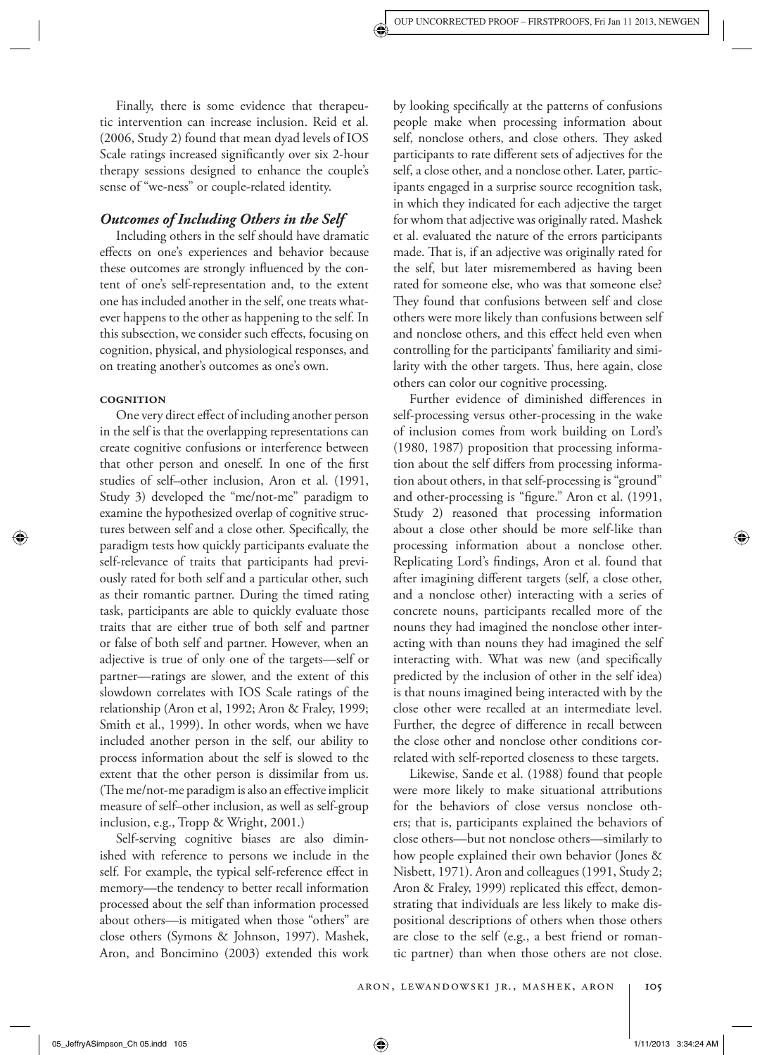Finally, there is some evidence that therapeutic intervention can increase inclusion. Reid et al. (2006, Study 2) found that mean dyad levels of IOS Scale ratings increased significantly over six 2-hour therapy sessions designed to enhance the couple's sense of "we-ness" or couple-related identity.

### *Outcomes of Including Others in the Self*

Including others in the self should have dramatic effects on one's experiences and behavior because these outcomes are strongly influenced by the content of one's self-representation and, to the extent one has included another in the self, one treats whatever happens to the other as happening to the self. In this subsection, we consider such effects, focusing on cognition, physical, and physiological responses, and on treating another's outcomes as one's own.

#### COGNITION

One very direct effect of including another person in the self is that the overlapping representations can create cognitive confusions or interference between that other person and oneself. In one of the first studies of self–other inclusion, Aron et al. (1991, Study 3) developed the "me/not-me" paradigm to examine the hypothesized overlap of cognitive structures between self and a close other. Specifically, the paradigm tests how quickly participants evaluate the self-relevance of traits that participants had previously rated for both self and a particular other, such as their romantic partner. During the timed rating task, participants are able to quickly evaluate those traits that are either true of both self and partner or false of both self and partner. However, when an adjective is true of only one of the targets—self or partner—ratings are slower, and the extent of this slowdown correlates with IOS Scale ratings of the relationship (Aron et al, 1992; Aron & Fraley, 1999; Smith et al., 1999). In other words, when we have included another person in the self, our ability to process information about the self is slowed to the extent that the other person is dissimilar from us. (The me/not-me paradigm is also an effective implicit measure of self–other inclusion, as well as self-group inclusion, e.g., Tropp & Wright, 2001.)

Self-serving cognitive biases are also diminished with reference to persons we include in the self. For example, the typical self-reference effect in memory—the tendency to better recall information processed about the self than information processed about others—is mitigated when those "others" are close others (Symons & Johnson, 1997). Mashek, Aron, and Boncimino (2003) extended this work by looking specifically at the patterns of confusions people make when processing information about self, nonclose others, and close others. They asked participants to rate different sets of adjectives for the self, a close other, and a nonclose other. Later, participants engaged in a surprise source recognition task, in which they indicated for each adjective the target for whom that adjective was originally rated. Mashek et al. evaluated the nature of the errors participants made. That is, if an adjective was originally rated for the self, but later misremembered as having been rated for someone else, who was that someone else? They found that confusions between self and close others were more likely than confusions between self and nonclose others, and this effect held even when controlling for the participants' familiarity and similarity with the other targets. Thus, here again, close others can color our cognitive processing.

Further evidence of diminished differences in self-processing versus other-processing in the wake of inclusion comes from work building on Lord's (1980, 1987) proposition that processing information about the self differs from processing information about others, in that self-processing is "ground" and other-processing is "figure." Aron et al. (1991, Study 2) reasoned that processing information about a close other should be more self-like than processing information about a nonclose other. Replicating Lord's findings, Aron et al. found that after imagining different targets (self, a close other, and a nonclose other) interacting with a series of concrete nouns, participants recalled more of the nouns they had imagined the nonclose other interacting with than nouns they had imagined the self interacting with. What was new (and specifically predicted by the inclusion of other in the self idea) is that nouns imagined being interacted with by the close other were recalled at an intermediate level. Further, the degree of difference in recall between the close other and nonclose other conditions correlated with self-reported closeness to these targets.

Likewise, Sande et al. (1988) found that people were more likely to make situational attributions for the behaviors of close versus nonclose others; that is, participants explained the behaviors of close others—but not nonclose others—similarly to how people explained their own behavior (Jones & Nisbett, 1971). Aron and colleagues (1991, Study 2; Aron & Fraley, 1999) replicated this effect, demonstrating that individuals are less likely to make dispositional descriptions of others when those others are close to the self (e.g., a best friend or romantic partner) than when those others are not close.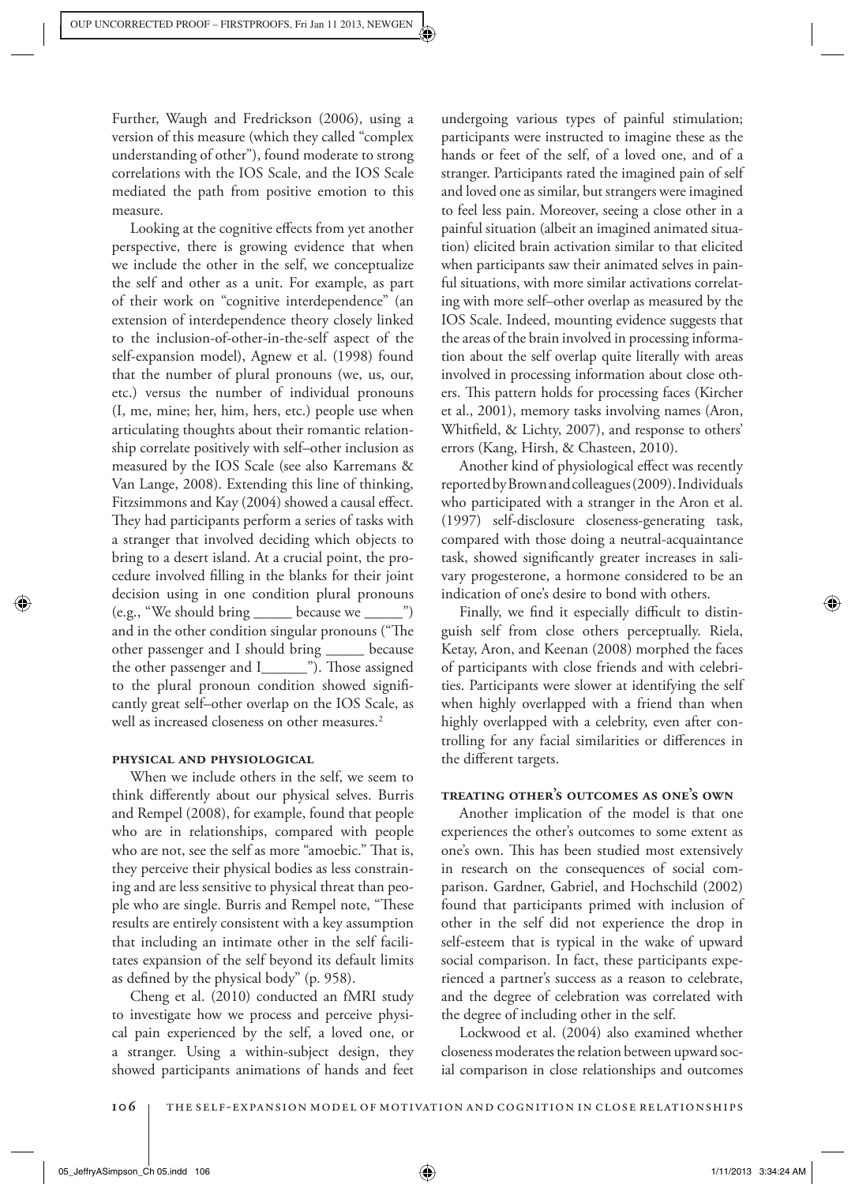Further, Waugh and Fredrickson (2006), using a version of this measure (which they called "complex understanding of other"), found moderate to strong correlations with the IOS Scale, and the IOS Scale mediated the path from positive emotion to this measure.

Looking at the cognitive effects from yet another perspective, there is growing evidence that when we include the other in the self, we conceptualize the self and other as a unit. For example, as part of their work on "cognitive interdependence" (an extension of interdependence theory closely linked to the inclusion-of-other-in-the-self aspect of the self-expansion model), Agnew et al. (1998) found that the number of plural pronouns (we, us, our, etc.) versus the number of individual pronouns (I, me, mine; her, him, hers, etc.) people use when articulating thoughts about their romantic relationship correlate positively with self–other inclusion as measured by the IOS Scale (see also Karremans & Van Lange, 2008). Extending this line of thinking, Fitzsimmons and Kay (2004) showed a causal effect. They had participants perform a series of tasks with a stranger that involved deciding which objects to bring to a desert island. At a crucial point, the procedure involved filling in the blanks for their joint decision using in one condition plural pronouns (e.g., "We should bring _____ because we _____") and in the other condition singular pronouns ("The other passenger and I should bring _____ because the other passenger and I______"). Those assigned to the plural pronoun condition showed significantly great self–other overlap on the IOS Scale, as well as increased closeness on other measures.[2]

#### Physical and Physiological

When we include others in the self, we seem to think differently about our physical selves. Burris and Rempel (2008), for example, found that people who are in relationships, compared with people who are not, see the self as more "amoebic." That is, they perceive their physical bodies as less constraining and are less sensitive to physical threat than people who are single. Burris and Rempel note, "These results are entirely consistent with a key assumption that including an intimate other in the self facilitates expansion of the self beyond its default limits as defined by the physical body" (p. 958).

Cheng et al. (2010) conducted an fMRI study to investigate how we process and perceive physical pain experienced by the self, a loved one, or a stranger. Using a within-subject design, they showed participants animations of hands and feet undergoing various types of painful stimulation; participants were instructed to imagine these as the hands or feet of the self, of a loved one, and of a stranger. Participants rated the imagined pain of self and loved one as similar, but strangers were imagined to feel less pain. Moreover, seeing a close other in a painful situation (albeit an imagined animated situation) elicited brain activation similar to that elicited when participants saw their animated selves in painful situations, with more similar activations correlating with more self–other overlap as measured by the IOS Scale. Indeed, mounting evidence suggests that the areas of the brain involved in processing information about the self overlap quite literally with areas involved in processing information about close others. This pattern holds for processing faces (Kircher et al., 2001), memory tasks involving names (Aron, Whitfield, & Lichty, 2007), and response to others' errors (Kang, Hirsh, & Chasteen, 2010).

Another kind of physiological effect was recently reported by Brown and colleagues (2009). Individuals who participated with a stranger in the Aron et al. (1997) self-disclosure closeness-generating task, compared with those doing a neutral-acquaintance task, showed significantly greater increases in salivary progesterone, a hormone considered to be an indication of one's desire to bond with others.

Finally, we find it especially difficult to distinguish self from close others perceptually. Riela, Ketay, Aron, and Keenan (2008) morphed the faces of participants with close friends and with celebrities. Participants were slower at identifying the self when highly overlapped with a friend than when highly overlapped with a celebrity, even after controlling for any facial similarities or differences in the different targets.

#### Treating Other's Outcomes as One's Own

Another implication of the model is that one experiences the other's outcomes to some extent as one's own. This has been studied most extensively in research on the consequences of social comparison. Gardner, Gabriel, and Hochschild (2002) found that participants primed with inclusion of other in the self did not experience the drop in self-esteem that is typical in the wake of upward social comparison. In fact, these participants experienced a partner's success as a reason to celebrate, and the degree of celebration was correlated with the degree of including other in the self.

Lockwood et al. (2004) also examined whether closeness moderates the relation between upward social comparison in close relationships and outcomes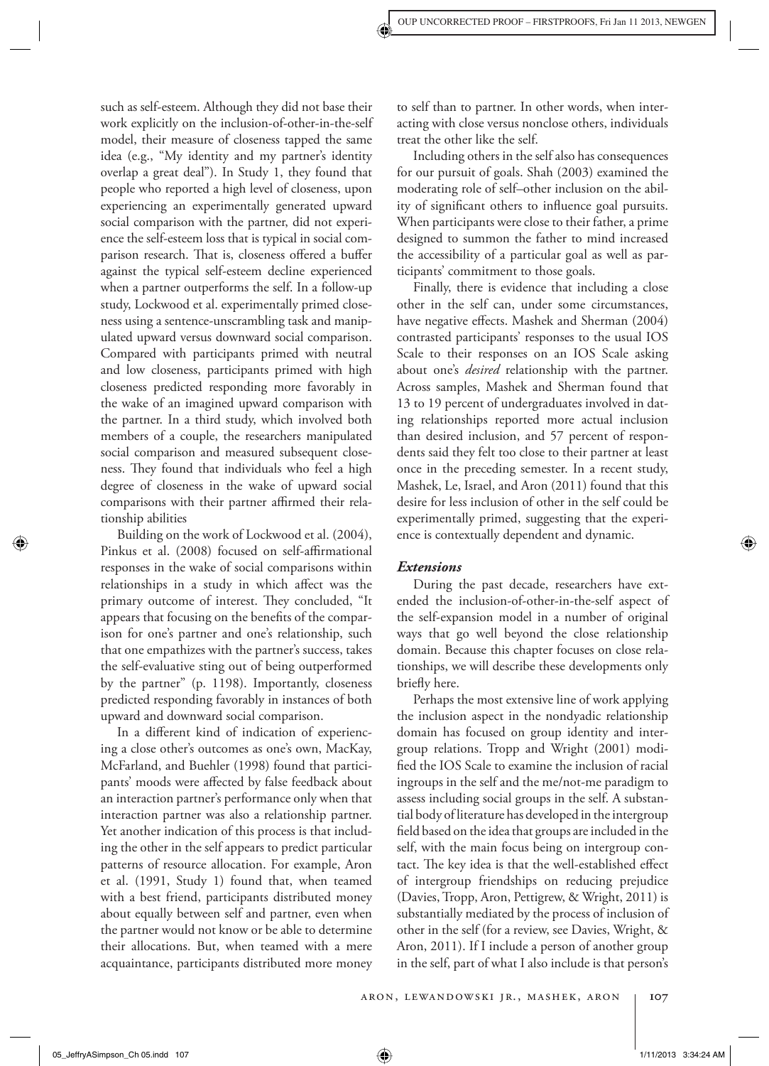such as self-esteem. Although they did not base their work explicitly on the inclusion-of-other-in-the-self model, their measure of closeness tapped the same idea (e.g., "My identity and my partner's identity overlap a great deal"). In Study 1, they found that people who reported a high level of closeness, upon experiencing an experimentally generated upward social comparison with the partner, did not experience the self-esteem loss that is typical in social comparison research. That is, closeness offered a buffer against the typical self-esteem decline experienced when a partner outperforms the self. In a follow-up study, Lockwood et al. experimentally primed closeness using a sentence-unscrambling task and manipulated upward versus downward social comparison. Compared with participants primed with neutral and low closeness, participants primed with high closeness predicted responding more favorably in the wake of an imagined upward comparison with the partner. In a third study, which involved both members of a couple, the researchers manipulated social comparison and measured subsequent closeness. They found that individuals who feel a high degree of closeness in the wake of upward social comparisons with their partner affirmed their relationship abilities

Building on the work of Lockwood et al. (2004), Pinkus et al. (2008) focused on self-affirmational responses in the wake of social comparisons within relationships in a study in which affect was the primary outcome of interest. They concluded, "It appears that focusing on the benefits of the comparison for one's partner and one's relationship, such that one empathizes with the partner's success, takes the self-evaluative sting out of being outperformed by the partner" (p. 1198). Importantly, closeness predicted responding favorably in instances of both upward and downward social comparison.

In a different kind of indication of experiencing a close other's outcomes as one's own, MacKay, McFarland, and Buehler (1998) found that participants' moods were affected by false feedback about an interaction partner's performance only when that interaction partner was also a relationship partner. Yet another indication of this process is that including the other in the self appears to predict particular patterns of resource allocation. For example, Aron et al. (1991, Study 1) found that, when teamed with a best friend, participants distributed money about equally between self and partner, even when the partner would not know or be able to determine their allocations. But, when teamed with a mere acquaintance, participants distributed more money to self than to partner. In other words, when interacting with close versus nonclose others, individuals treat the other like the self.

Including others in the self also has consequences for our pursuit of goals. Shah (2003) examined the moderating role of self–other inclusion on the ability of significant others to influence goal pursuits. When participants were close to their father, a prime designed to summon the father to mind increased the accessibility of a particular goal as well as participants' commitment to those goals.

Finally, there is evidence that including a close other in the self can, under some circumstances, have negative effects. Mashek and Sherman (2004) contrasted participants' responses to the usual IOS Scale to their responses on an IOS Scale asking about one's *desired* relationship with the partner. Across samples, Mashek and Sherman found that 13 to 19 percent of undergraduates involved in dating relationships reported more actual inclusion than desired inclusion, and 57 percent of respondents said they felt too close to their partner at least once in the preceding semester. In a recent study, Mashek, Le, Israel, and Aron (2011) found that this desire for less inclusion of other in the self could be experimentally primed, suggesting that the experience is contextually dependent and dynamic.

### *Extensions*

During the past decade, researchers have extended the inclusion-of-other-in-the-self aspect of the self-expansion model in a number of original ways that go well beyond the close relationship domain. Because this chapter focuses on close relationships, we will describe these developments only briefly here.

Perhaps the most extensive line of work applying the inclusion aspect in the nondyadic relationship domain has focused on group identity and intergroup relations. Tropp and Wright (2001) modified the IOS Scale to examine the inclusion of racial ingroups in the self and the me/not-me paradigm to assess including social groups in the self. A substantial body of literature has developed in the intergroup field based on the idea that groups are included in the self, with the main focus being on intergroup contact. The key idea is that the well-established effect of intergroup friendships on reducing prejudice (Davies, Tropp, Aron, Pettigrew, & Wright, 2011) is substantially mediated by the process of inclusion of other in the self (for a review, see Davies, Wright, & Aron, 2011). If I include a person of another group in the self, part of what I also include is that person's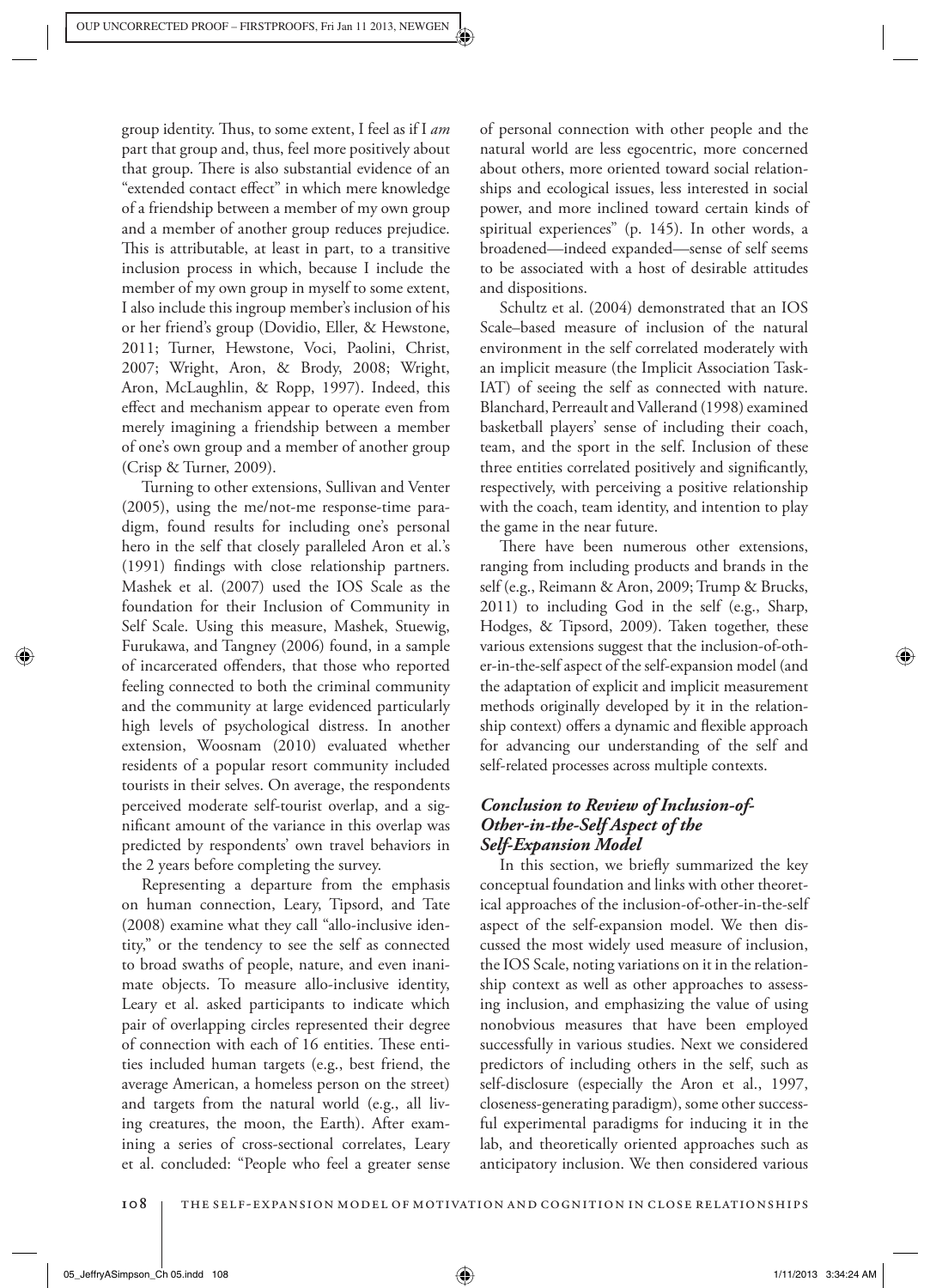group identity. Thus, to some extent, I feel as if I *am* part that group and, thus, feel more positively about that group. There is also substantial evidence of an "extended contact effect" in which mere knowledge of a friendship between a member of my own group and a member of another group reduces prejudice. This is attributable, at least in part, to a transitive inclusion process in which, because I include the member of my own group in myself to some extent, I also include this ingroup member's inclusion of his or her friend's group (Dovidio, Eller, & Hewstone, 2011; Turner, Hewstone, Voci, Paolini, Christ, 2007; Wright, Aron, & Brody, 2008; Wright, Aron, McLaughlin, & Ropp, 1997). Indeed, this effect and mechanism appear to operate even from merely imagining a friendship between a member of one's own group and a member of another group (Crisp & Turner, 2009).

Turning to other extensions, Sullivan and Venter (2005), using the me/not-me response-time paradigm, found results for including one's personal hero in the self that closely paralleled Aron et al.'s (1991) findings with close relationship partners. Mashek et al. (2007) used the IOS Scale as the foundation for their Inclusion of Community in Self Scale. Using this measure, Mashek, Stuewig, Furukawa, and Tangney (2006) found, in a sample of incarcerated offenders, that those who reported feeling connected to both the criminal community and the community at large evidenced particularly high levels of psychological distress. In another extension, Woosnam (2010) evaluated whether residents of a popular resort community included tourists in their selves. On average, the respondents perceived moderate self-tourist overlap, and a significant amount of the variance in this overlap was predicted by respondents' own travel behaviors in the 2 years before completing the survey.

Representing a departure from the emphasis on human connection, Leary, Tipsord, and Tate (2008) examine what they call "allo-inclusive identity," or the tendency to see the self as connected to broad swaths of people, nature, and even inanimate objects. To measure allo-inclusive identity, Leary et al. asked participants to indicate which pair of overlapping circles represented their degree of connection with each of 16 entities. These entities included human targets (e.g., best friend, the average American, a homeless person on the street) and targets from the natural world (e.g., all living creatures, the moon, the Earth). After examining a series of cross-sectional correlates, Leary et al. concluded: "People who feel a greater sense of personal connection with other people and the natural world are less egocentric, more concerned about others, more oriented toward social relationships and ecological issues, less interested in social power, and more inclined toward certain kinds of spiritual experiences" (p. 145). In other words, a broadened—indeed expanded—sense of self seems to be associated with a host of desirable attitudes and dispositions.

Schultz et al. (2004) demonstrated that an IOS Scale–based measure of inclusion of the natural environment in the self correlated moderately with an implicit measure (the Implicit Association Task-IAT) of seeing the self as connected with nature. Blanchard, Perreault and Vallerand (1998) examined basketball players' sense of including their coach, team, and the sport in the self. Inclusion of these three entities correlated positively and significantly, respectively, with perceiving a positive relationship with the coach, team identity, and intention to play the game in the near future.

There have been numerous other extensions, ranging from including products and brands in the self (e.g., Reimann & Aron, 2009; Trump & Brucks, 2011) to including God in the self (e.g., Sharp, Hodges, & Tipsord, 2009). Taken together, these various extensions suggest that the inclusion-of-other-in-the-self aspect of the self-expansion model (and the adaptation of explicit and implicit measurement methods originally developed by it in the relationship context) offers a dynamic and flexible approach for advancing our understanding of the self and self-related processes across multiple contexts.

### *Conclusion to Review of Inclusion-of-Other-in-the-Self Aspect of the Self-Expansion Model*

In this section, we briefly summarized the key conceptual foundation and links with other theoretical approaches of the inclusion-of-other-in-the-self aspect of the self-expansion model. We then discussed the most widely used measure of inclusion, the IOS Scale, noting variations on it in the relationship context as well as other approaches to assessing inclusion, and emphasizing the value of using nonobvious measures that have been employed successfully in various studies. Next we considered predictors of including others in the self, such as self-disclosure (especially the Aron et al., 1997, closeness-generating paradigm), some other successful experimental paradigms for inducing it in the lab, and theoretically oriented approaches such as anticipatory inclusion. We then considered various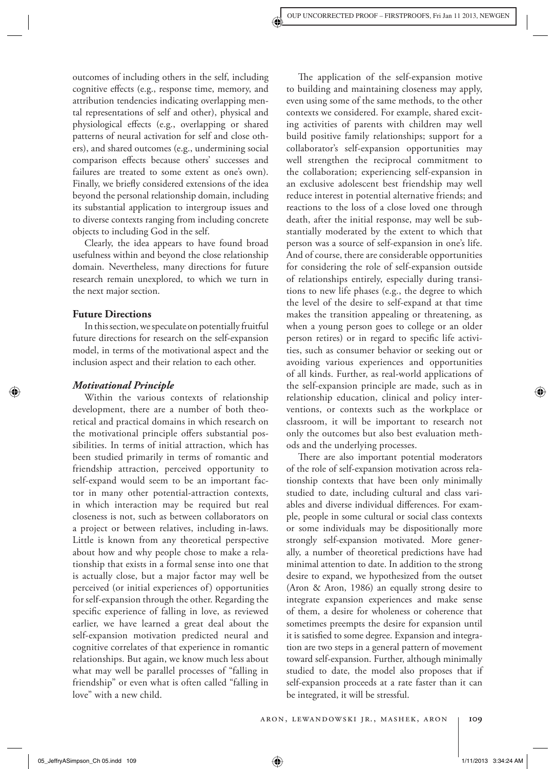outcomes of including others in the self, including cognitive effects (e.g., response time, memory, and attribution tendencies indicating overlapping mental representations of self and other), physical and physiological effects (e.g., overlapping or shared patterns of neural activation for self and close others), and shared outcomes (e.g., undermining social comparison effects because others' successes and failures are treated to some extent as one's own). Finally, we briefly considered extensions of the idea beyond the personal relationship domain, including its substantial application to intergroup issues and to diverse contexts ranging from including concrete objects to including God in the self.

Clearly, the idea appears to have found broad usefulness within and beyond the close relationship domain. Nevertheless, many directions for future research remain unexplored, to which we turn in the next major section.

## Future Directions

In this section, we speculate on potentially fruitful future directions for research on the self-expansion model, in terms of the motivational aspect and the inclusion aspect and their relation to each other.

### *Motivational Principle*

Within the various contexts of relationship development, there are a number of both theoretical and practical domains in which research on the motivational principle offers substantial possibilities. In terms of initial attraction, which has been studied primarily in terms of romantic and friendship attraction, perceived opportunity to self-expand would seem to be an important factor in many other potential-attraction contexts, in which interaction may be required but real closeness is not, such as between collaborators on a project or between relatives, including in-laws. Little is known from any theoretical perspective about how and why people chose to make a relationship that exists in a formal sense into one that is actually close, but a major factor may well be perceived (or initial experiences of) opportunities for self-expansion through the other. Regarding the specific experience of falling in love, as reviewed earlier, we have learned a great deal about the self-expansion motivation predicted neural and cognitive correlates of that experience in romantic relationships. But again, we know much less about what may well be parallel processes of "falling in friendship" or even what is often called "falling in love" with a new child.

The application of the self-expansion motive to building and maintaining closeness may apply, even using some of the same methods, to the other contexts we considered. For example, shared exciting activities of parents with children may well build positive family relationships; support for a collaborator's self-expansion opportunities may well strengthen the reciprocal commitment to the collaboration; experiencing self-expansion in an exclusive adolescent best friendship may well reduce interest in potential alternative friends; and reactions to the loss of a close loved one through death, after the initial response, may well be substantially moderated by the extent to which that person was a source of self-expansion in one's life. And of course, there are considerable opportunities for considering the role of self-expansion outside of relationships entirely, especially during transitions to new life phases (e.g., the degree to which the level of the desire to self-expand at that time makes the transition appealing or threatening, as when a young person goes to college or an older person retires) or in regard to specific life activities, such as consumer behavior or seeking out or avoiding various experiences and opportunities of all kinds. Further, as real-world applications of the self-expansion principle are made, such as in relationship education, clinical and policy interventions, or contexts such as the workplace or classroom, it will be important to research not only the outcomes but also best evaluation methods and the underlying processes.

There are also important potential moderators of the role of self-expansion motivation across relationship contexts that have been only minimally studied to date, including cultural and class variables and diverse individual differences. For example, people in some cultural or social class contexts or some individuals may be dispositionally more strongly self-expansion motivated. More generally, a number of theoretical predictions have had minimal attention to date. In addition to the strong desire to expand, we hypothesized from the outset (Aron & Aron, 1986) an equally strong desire to integrate expansion experiences and make sense of them, a desire for wholeness or coherence that sometimes preempts the desire for expansion until it is satisfied to some degree. Expansion and integration are two steps in a general pattern of movement toward self-expansion. Further, although minimally studied to date, the model also proposes that if self-expansion proceeds at a rate faster than it can be integrated, it will be stressful.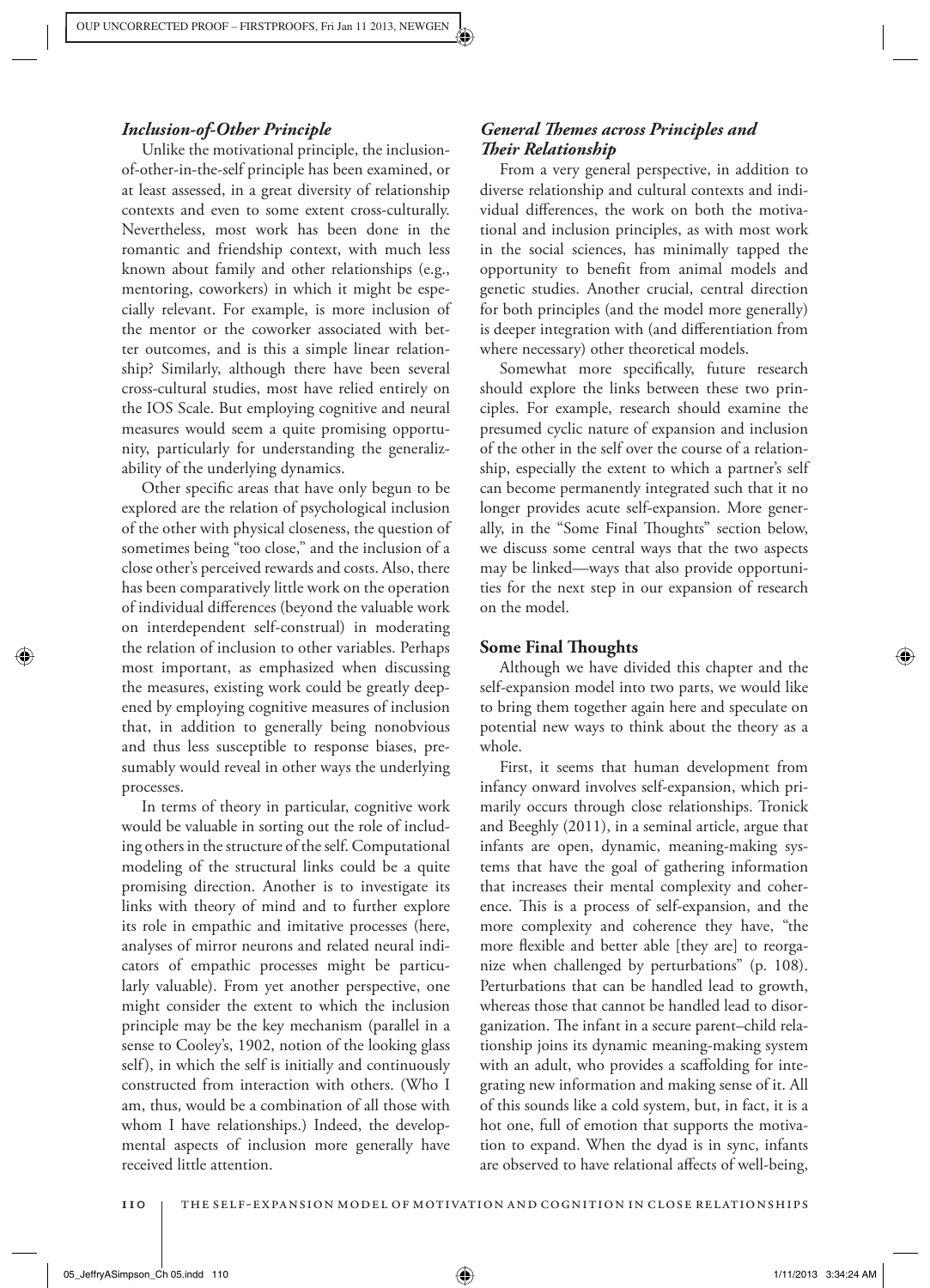### *Inclusion-of-Other Principle*

Unlike the motivational principle, the inclusion-of-other-in-the-self principle has been examined, or at least assessed, in a great diversity of relationship contexts and even to some extent cross-culturally. Nevertheless, most work has been done in the romantic and friendship context, with much less known about family and other relationships (e.g., mentoring, coworkers) in which it might be especially relevant. For example, is more inclusion of the mentor or the coworker associated with better outcomes, and is this a simple linear relationship? Similarly, although there have been several cross-cultural studies, most have relied entirely on the IOS Scale. But employing cognitive and neural measures would seem a quite promising opportunity, particularly for understanding the generalizability of the underlying dynamics.

Other specific areas that have only begun to be explored are the relation of psychological inclusion of the other with physical closeness, the question of sometimes being "too close," and the inclusion of a close other's perceived rewards and costs. Also, there has been comparatively little work on the operation of individual differences (beyond the valuable work on interdependent self-construal) in moderating the relation of inclusion to other variables. Perhaps most important, as emphasized when discussing the measures, existing work could be greatly deepened by employing cognitive measures of inclusion that, in addition to generally being nonobvious and thus less susceptible to response biases, presumably would reveal in other ways the underlying processes.

In terms of theory in particular, cognitive work would be valuable in sorting out the role of including others in the structure of the self. Computational modeling of the structural links could be a quite promising direction. Another is to investigate its links with theory of mind and to further explore its role in empathic and imitative processes (here, analyses of mirror neurons and related neural indicators of empathic processes might be particularly valuable). From yet another perspective, one might consider the extent to which the inclusion principle may be the key mechanism (parallel in a sense to Cooley's, 1902, notion of the looking glass self), in which the self is initially and continuously constructed from interaction with others. (Who I am, thus, would be a combination of all those with whom I have relationships.) Indeed, the developmental aspects of inclusion more generally have received little attention.

### *General Themes across Principles and Their Relationship*

From a very general perspective, in addition to diverse relationship and cultural contexts and individual differences, the work on both the motivational and inclusion principles, as with most work in the social sciences, has minimally tapped the opportunity to benefit from animal models and genetic studies. Another crucial, central direction for both principles (and the model more generally) is deeper integration with (and differentiation from where necessary) other theoretical models.

Somewhat more specifically, future research should explore the links between these two principles. For example, research should examine the presumed cyclic nature of expansion and inclusion of the other in the self over the course of a relationship, especially the extent to which a partner's self can become permanently integrated such that it no longer provides acute self-expansion. More generally, in the "Some Final Thoughts" section below, we discuss some central ways that the two aspects may be linked—ways that also provide opportunities for the next step in our expansion of research on the model.

## **Some Final Thoughts**

Although we have divided this chapter and the self-expansion model into two parts, we would like to bring them together again here and speculate on potential new ways to think about the theory as a whole.

First, it seems that human development from infancy onward involves self-expansion, which primarily occurs through close relationships. Tronick and Beeghly (2011), in a seminal article, argue that infants are open, dynamic, meaning-making systems that have the goal of gathering information that increases their mental complexity and coherence. This is a process of self-expansion, and the more complexity and coherence they have, "the more flexible and better able [they are] to reorganize when challenged by perturbations" (p. 108). Perturbations that can be handled lead to growth, whereas those that cannot be handled lead to disorganization. The infant in a secure parent–child relationship joins its dynamic meaning-making system with an adult, who provides a scaffolding for integrating new information and making sense of it. All of this sounds like a cold system, but, in fact, it is a hot one, full of emotion that supports the motivation to expand. When the dyad is in sync, infants are observed to have relational affects of well-being,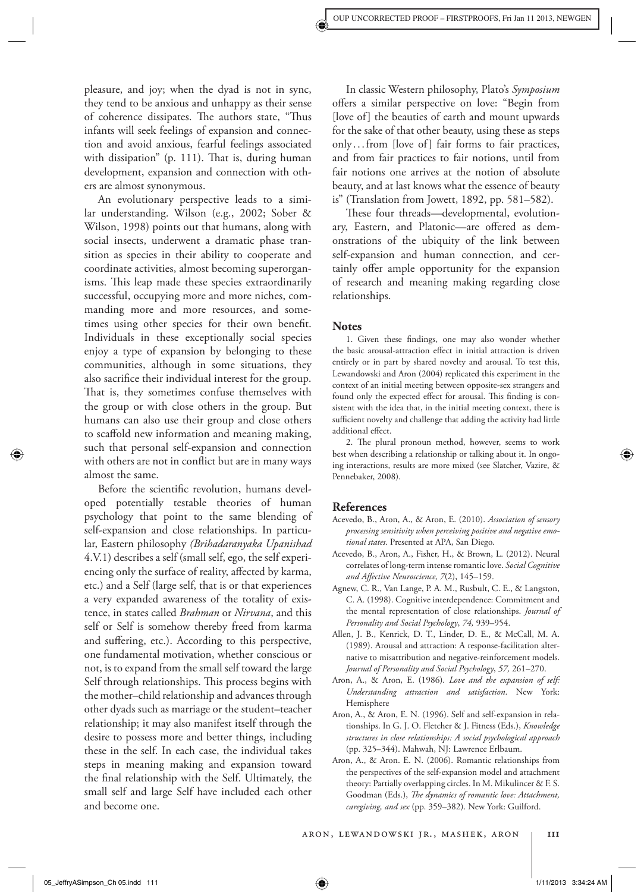pleasure, and joy; when the dyad is not in sync, they tend to be anxious and unhappy as their sense of coherence dissipates. The authors state, "Thus infants will seek feelings of expansion and connection and avoid anxious, fearful feelings associated with dissipation" (p. 111). That is, during human development, expansion and connection with others are almost synonymous.

An evolutionary perspective leads to a similar understanding. Wilson (e.g., 2002; Sober & Wilson, 1998) points out that humans, along with social insects, underwent a dramatic phase transition as species in their ability to cooperate and coordinate activities, almost becoming superorganisms. This leap made these species extraordinarily successful, occupying more and more niches, commanding more and more resources, and sometimes using other species for their own benefit. Individuals in these exceptionally social species enjoy a type of expansion by belonging to these communities, although in some situations, they also sacrifice their individual interest for the group. That is, they sometimes confuse themselves with the group or with close others in the group. But humans can also use their group and close others to scaffold new information and meaning making, such that personal self-expansion and connection with others are not in conflict but are in many ways almost the same.

Before the scientific revolution, humans developed potentially testable theories of human psychology that point to the same blending of self-expansion and close relationships. In particular, Eastern philosophy *(Brihadaranyaka Upanishad* 4.V.1) describes a self (small self, ego, the self experiencing only the surface of reality, affected by karma, etc.) and a Self (large self, that is or that experiences a very expanded awareness of the totality of existence, in states called *Brahman* or *Nirvana*, and this self or Self is somehow thereby freed from karma and suffering, etc.). According to this perspective, one fundamental motivation, whether conscious or not, is to expand from the small self toward the large Self through relationships. This process begins with the mother–child relationship and advances through other dyads such as marriage or the student–teacher relationship; it may also manifest itself through the desire to possess more and better things, including these in the self. In each case, the individual takes steps in meaning making and expansion toward the final relationship with the Self. Ultimately, the small self and large Self have included each other and become one.

In classic Western philosophy, Plato's *Symposium* offers a similar perspective on love: "Begin from [love of] the beauties of earth and mount upwards for the sake of that other beauty, using these as steps only…from [love of] fair forms to fair practices, and from fair practices to fair notions, until from fair notions one arrives at the notion of absolute beauty, and at last knows what the essence of beauty is" (Translation from Jowett, 1892, pp. 581–582).

These four threads—developmental, evolutionary, Eastern, and Platonic—are offered as demonstrations of the ubiquity of the link between self-expansion and human connection, and certainly offer ample opportunity for the expansion of research and meaning making regarding close relationships.

## Notes

1. Given these findings, one may also wonder whether the basic arousal-attraction effect in initial attraction is driven entirely or in part by shared novelty and arousal. To test this, Lewandowski and Aron (2004) replicated this experiment in the context of an initial meeting between opposite-sex strangers and found only the expected effect for arousal. This finding is consistent with the idea that, in the initial meeting context, there is sufficient novelty and challenge that adding the activity had little additional effect.

2. The plural pronoun method, however, seems to work best when describing a relationship or talking about it. In ongoing interactions, results are more mixed (see Slatcher, Vazire, & Pennebaker, 2008).

## References

Acevedo, B., Aron, A., & Aron, E. (2010). *Association of sensory processing sensitivity when perceiving positive and negative emotional states.* Presented at APA, San Diego.

Acevedo, B., Aron, A., Fisher, H., & Brown, L. (2012). Neural correlates of long-term intense romantic love. *Social Cognitive and Affective Neuroscience, 7*(2), 145–159.

Agnew, C. R., Van Lange, P. A. M., Rusbult, C. E., & Langston, C. A. (1998). Cognitive interdependence: Commitment and the mental representation of close relationships. *Journal of Personality and Social Psychology*, *74,* 939–954.

Allen, J. B., Kenrick, D. T., Linder, D. E., & McCall, M. A. (1989). Arousal and attraction: A response-facilitation alternative to misattribution and negative-reinforcement models. *Journal of Personality and Social Psychology*, *57,* 261–270.

Aron, A., & Aron, E. (1986). *Love and the expansion of self: Understanding attraction and satisfaction*. New York: Hemisphere

Aron, A., & Aron, E. N. (1996). Self and self-expansion in relationships. In G. J. O. Fletcher & J. Fitness (Eds.), *Knowledge structures in close relationships: A social psychological approach* (pp. 325–344). Mahwah, NJ: Lawrence Erlbaum.

Aron, A., & Aron. E. N. (2006). Romantic relationships from the perspectives of the self-expansion model and attachment theory: Partially overlapping circles. In M. Mikulincer & F. S. Goodman (Eds.), *The dynamics of romantic love: Attachment, caregiving, and sex* (pp. 359–382). New York: Guilford.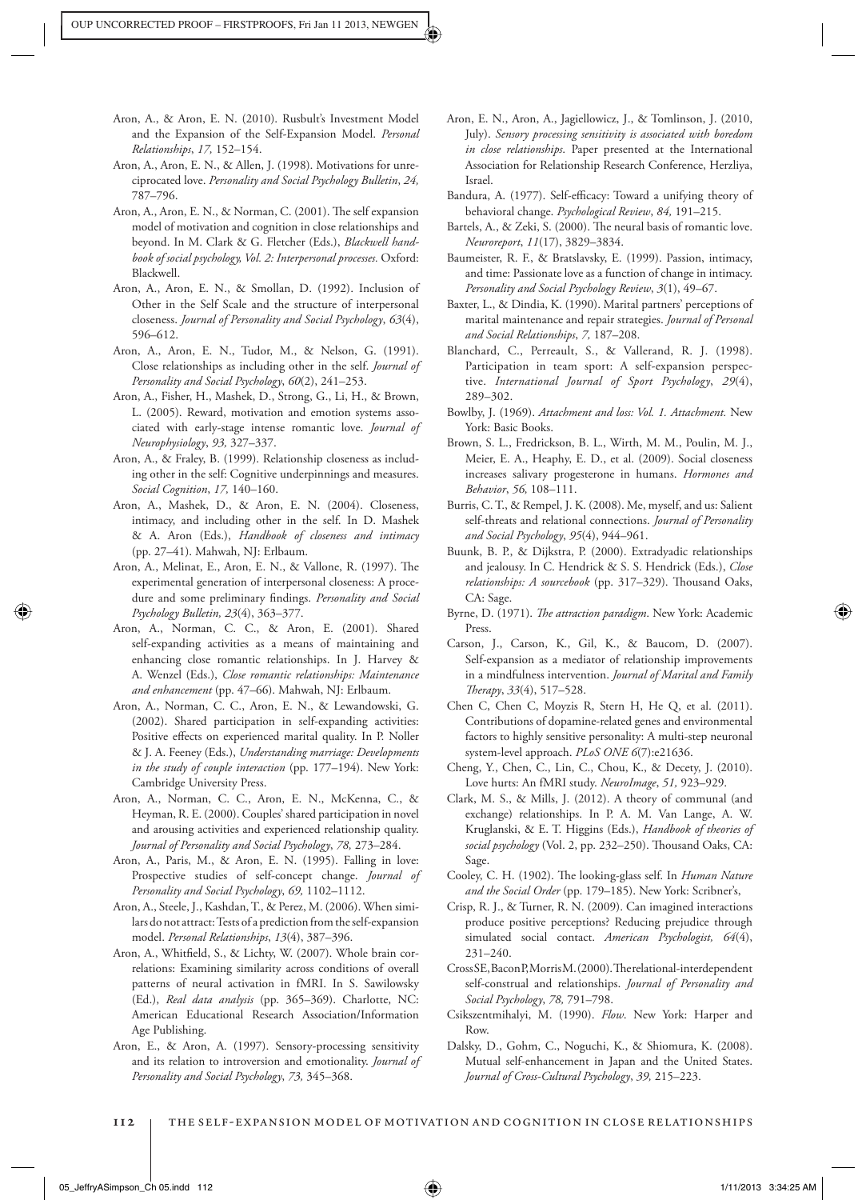Aron, A., & Aron, E. N. (2010). Rusbult's Investment Model and the Expansion of the Self-Expansion Model. *Personal Relationships*, *17*, 152–154.

Aron, A., Aron, E. N., & Allen, J. (1998). Motivations for unreciprocated love. *Personality and Social Psychology Bulletin*, *24*, 787–796.

Aron, A., Aron, E. N., & Norman, C. (2001). The self expansion model of motivation and cognition in close relationships and beyond. In M. Clark & G. Fletcher (Eds.), *Blackwell handbook of social psychology, Vol. 2: Interpersonal processes.* Oxford: Blackwell.

Aron, A., Aron, E. N., & Smollan, D. (1992). Inclusion of Other in the Self Scale and the structure of interpersonal closeness. *Journal of Personality and Social Psychology*, *63*(4), 596–612.

Aron, A., Aron, E. N., Tudor, M., & Nelson, G. (1991). Close relationships as including other in the self. *Journal of Personality and Social Psychology*, *60*(2), 241–253.

Aron, A., Fisher, H., Mashek, D., Strong, G., Li, H., & Brown, L. (2005). Reward, motivation and emotion systems associated with early-stage intense romantic love. *Journal of Neurophysiology*, *93*, 327–337.

Aron, A., & Fraley, B. (1999). Relationship closeness as including other in the self: Cognitive underpinnings and measures. *Social Cognition*, *17*, 140–160.

Aron, A., Mashek, D., & Aron, E. N. (2004). Closeness, intimacy, and including other in the self. In D. Mashek & A. Aron (Eds.), *Handbook of closeness and intimacy* (pp. 27–41). Mahwah, NJ: Erlbaum.

Aron, A., Melinat, E., Aron, E. N., & Vallone, R. (1997). The experimental generation of interpersonal closeness: A procedure and some preliminary findings. *Personality and Social Psychology Bulletin, 23*(4), 363–377.

Aron, A., Norman, C. C., & Aron, E. (2001). Shared self-expanding activities as a means of maintaining and enhancing close romantic relationships. In J. Harvey & A. Wenzel (Eds.), *Close romantic relationships: Maintenance and enhancement* (pp. 47–66). Mahwah, NJ: Erlbaum.

Aron, A., Norman, C. C., Aron, E. N., & Lewandowski, G. (2002). Shared participation in self-expanding activities: Positive effects on experienced marital quality. In P. Noller & J. A. Feeney (Eds.), *Understanding marriage: Developments in the study of couple interaction* (pp. 177–194). New York: Cambridge University Press.

Aron, A., Norman, C. C., Aron, E. N., McKenna, C., & Heyman, R. E. (2000). Couples' shared participation in novel and arousing activities and experienced relationship quality. *Journal of Personality and Social Psychology*, *78*, 273–284.

Aron, A., Paris, M., & Aron, E. N. (1995). Falling in love: Prospective studies of self-concept change. *Journal of Personality and Social Psychology*, *69*, 1102–1112.

Aron, A., Steele, J., Kashdan, T., & Perez, M. (2006). When similars do not attract: Tests of a prediction from the self-expansion model. *Personal Relationships*, *13*(4), 387–396.

Aron, A., Whitfield, S., & Lichty, W. (2007). Whole brain correlations: Examining similarity across conditions of overall patterns of neural activation in fMRI. In S. Sawilowsky (Ed.), *Real data analysis* (pp. 365–369). Charlotte, NC: American Educational Research Association/Information Age Publishing.

Aron, E., & Aron, A. (1997). Sensory-processing sensitivity and its relation to introversion and emotionality. *Journal of Personality and Social Psychology*, *73*, 345–368.

Aron, E. N., Aron, A., Jagiellowicz, J., & Tomlinson, J. (2010, July). *Sensory processing sensitivity is associated with boredom in close relationships.* Paper presented at the International Association for Relationship Research Conference, Herzliya, Israel.

Bandura, A. (1977). Self-efficacy: Toward a unifying theory of behavioral change. *Psychological Review*, *84*, 191–215.

Bartels, A., & Zeki, S. (2000). The neural basis of romantic love. *Neuroreport*, *11*(17), 3829–3834.

Baumeister, R. F., & Bratslavsky, E. (1999). Passion, intimacy, and time: Passionate love as a function of change in intimacy. *Personality and Social Psychology Review*, *3*(1), 49–67.

Baxter, L., & Dindia, K. (1990). Marital partners' perceptions of marital maintenance and repair strategies. *Journal of Personal and Social Relationships*, *7*, 187–208.

Blanchard, C., Perreault, S., & Vallerand, R. J. (1998). Participation in team sport: A self-expansion perspective. *International Journal of Sport Psychology*, *29*(4), 289–302.

Bowlby, J. (1969). *Attachment and loss: Vol. 1. Attachment.* New York: Basic Books.

Brown, S. L., Fredrickson, B. L., Wirth, M. M., Poulin, M. J., Meier, E. A., Heaphy, E. D., et al. (2009). Social closeness increases salivary progesterone in humans. *Hormones and Behavior*, *56*, 108–111.

Burris, C. T., & Rempel, J. K. (2008). Me, myself, and us: Salient self-threats and relational connections. *Journal of Personality and Social Psychology*, *95*(4), 944–961.

Buunk, B. P., & Dijkstra, P. (2000). Extradyadic relationships and jealousy. In C. Hendrick & S. S. Hendrick (Eds.), *Close relationships: A sourcebook* (pp. 317–329). Thousand Oaks, CA: Sage.

Byrne, D. (1971). *The attraction paradigm*. New York: Academic Press.

Carson, J., Carson, K., Gil, K., & Baucom, D. (2007). Self-expansion as a mediator of relationship improvements in a mindfulness intervention. *Journal of Marital and Family Therapy*, *33*(4), 517–528.

Chen C, Chen C, Moyzis R, Stern H, He Q, et al. (2011). Contributions of dopamine-related genes and environmental factors to highly sensitive personality: A multi-step neuronal system-level approach. *PLoS ONE 6*(7):e21636.

Cheng, Y., Chen, C., Lin, C., Chou, K., & Decety, J. (2010). Love hurts: An fMRI study. *NeuroImage*, *51*, 923–929.

Clark, M. S., & Mills, J. (2012). A theory of communal (and exchange) relationships. In P. A. M. Van Lange, A. W. Kruglanski, & E. T. Higgins (Eds.), *Handbook of theories of social psychology* (Vol. 2, pp. 232–250). Thousand Oaks, CA: Sage.

Cooley, C. H. (1902). The looking-glass self. In *Human Nature and the Social Order* (pp. 179–185). New York: Scribner's,

Crisp, R. J., & Turner, R. N. (2009). Can imagined interactions produce positive perceptions? Reducing prejudice through simulated social contact. *American Psychologist, 64*(4), 231–240.

Cross SE, Bacon P, Morris M. (2000). The relational-interdependent self-construal and relationships. *Journal of Personality and Social Psychology*, *78*, 791–798.

Csikszentmihalyi, M. (1990). *Flow*. New York: Harper and Row.

Dalsky, D., Gohm, C., Noguchi, K., & Shiomura, K. (2008). Mutual self-enhancement in Japan and the United States. *Journal of Cross-Cultural Psychology*, *39*, 215–223.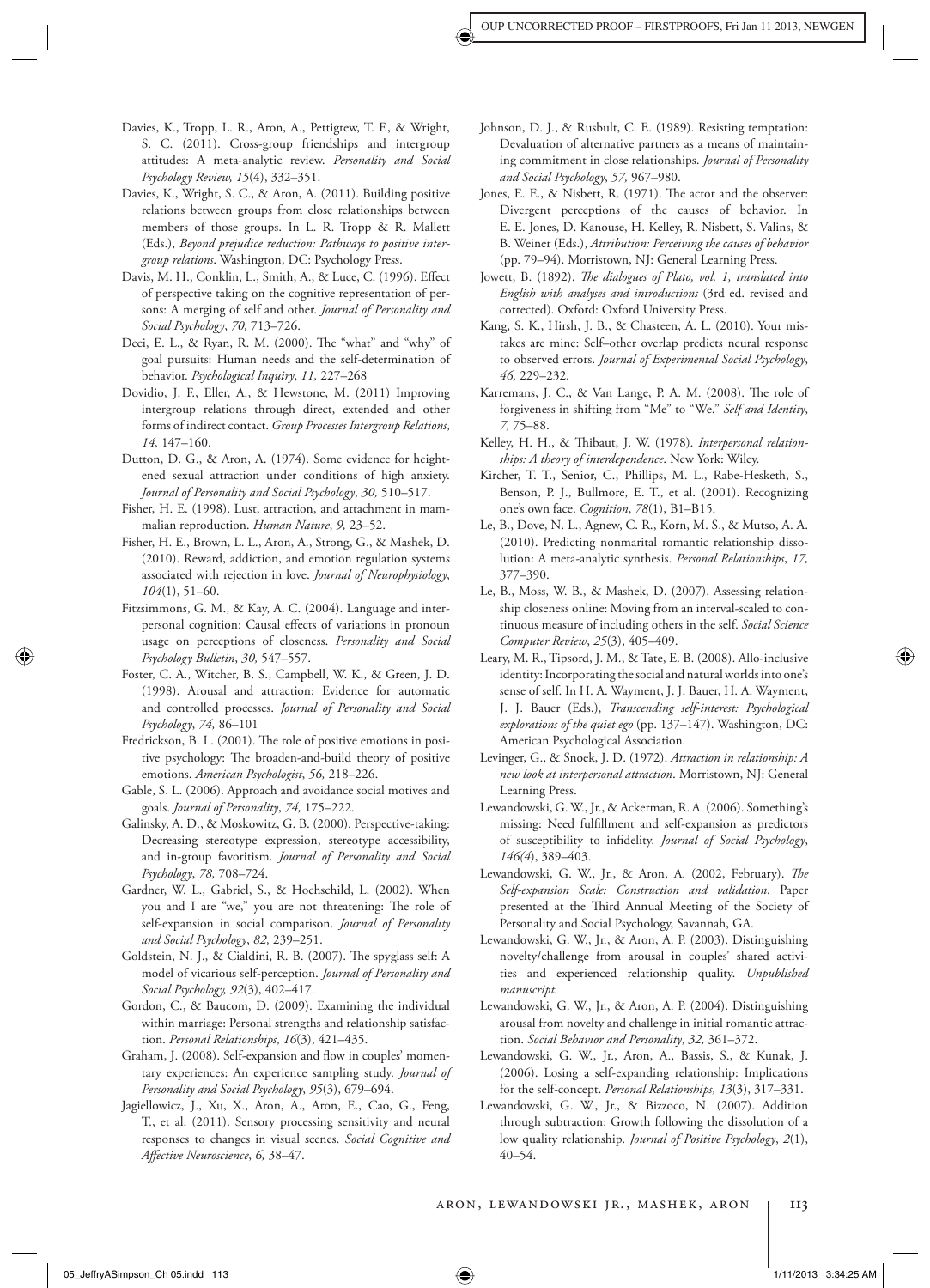Davies, K., Tropp, L. R., Aron, A., Pettigrew, T. F., & Wright, S. C. (2011). Cross-group friendships and intergroup attitudes: A meta-analytic review. *Personality and Social Psychology Review, 15*(4), 332–351.

Davies, K., Wright, S. C., & Aron, A. (2011). Building positive relations between groups from close relationships between members of those groups. In L. R. Tropp & R. Mallett (Eds.), *Beyond prejudice reduction: Pathways to positive intergroup relations*. Washington, DC: Psychology Press.

Davis, M. H., Conklin, L., Smith, A., & Luce, C. (1996). Effect of perspective taking on the cognitive representation of persons: A merging of self and other. *Journal of Personality and Social Psychology*, *70,* 713–726.

Deci, E. L., & Ryan, R. M. (2000). The "what" and "why" of goal pursuits: Human needs and the self-determination of behavior. *Psychological Inquiry*, *11,* 227–268

Dovidio, J. F., Eller, A., & Hewstone, M. (2011) Improving intergroup relations through direct, extended and other forms of indirect contact. *Group Processes Intergroup Relations*, *14,* 147–160.

Dutton, D. G., & Aron, A. (1974). Some evidence for heightened sexual attraction under conditions of high anxiety. *Journal of Personality and Social Psychology*, *30,* 510–517.

Fisher, H. E. (1998). Lust, attraction, and attachment in mammalian reproduction. *Human Nature*, *9,* 23–52.

Fisher, H. E., Brown, L. L., Aron, A., Strong, G., & Mashek, D. (2010). Reward, addiction, and emotion regulation systems associated with rejection in love. *Journal of Neurophysiology*, *104*(1), 51–60.

Fitzsimmons, G. M., & Kay, A. C. (2004). Language and interpersonal cognition: Causal effects of variations in pronoun usage on perceptions of closeness. *Personality and Social Psychology Bulletin*, *30,* 547–557.

Foster, C. A., Witcher, B. S., Campbell, W. K., & Green, J. D. (1998). Arousal and attraction: Evidence for automatic and controlled processes. *Journal of Personality and Social Psychology*, *74,* 86–101

Fredrickson, B. L. (2001). The role of positive emotions in positive psychology: The broaden-and-build theory of positive emotions. *American Psychologist*, *56,* 218–226.

Gable, S. L. (2006). Approach and avoidance social motives and goals. *Journal of Personality*, *74,* 175–222.

Galinsky, A. D., & Moskowitz, G. B. (2000). Perspective-taking: Decreasing stereotype expression, stereotype accessibility, and in-group favoritism. *Journal of Personality and Social Psychology*, *78,* 708–724.

Gardner, W. L., Gabriel, S., & Hochschild, L. (2002). When you and I are "we," you are not threatening: The role of self-expansion in social comparison. *Journal of Personality and Social Psychology*, *82,* 239–251.

Goldstein, N. J., & Cialdini, R. B. (2007). The spyglass self: A model of vicarious self-perception. *Journal of Personality and Social Psychology, 92*(3), 402–417.

Gordon, C., & Baucom, D. (2009). Examining the individual within marriage: Personal strengths and relationship satisfaction. *Personal Relationships*, *16*(3), 421–435.

Graham, J. (2008). Self-expansion and flow in couples' momentary experiences: An experience sampling study. *Journal of Personality and Social Psychology*, *95*(3), 679–694.

Jagiellowicz, J., Xu, X., Aron, A., Aron, E., Cao, G., Feng, T., et al. (2011). Sensory processing sensitivity and neural responses to changes in visual scenes. *Social Cognitive and Affective Neuroscience*, *6,* 38–47.

Johnson, D. J., & Rusbult, C. E. (1989). Resisting temptation: Devaluation of alternative partners as a means of maintaining commitment in close relationships. *Journal of Personality and Social Psychology*, *57,* 967–980.

Jones, E. E., & Nisbett, R. (1971). The actor and the observer: Divergent perceptions of the causes of behavior. In E. E. Jones, D. Kanouse, H. Kelley, R. Nisbett, S. Valins, & B. Weiner (Eds.), *Attribution: Perceiving the causes of behavior* (pp. 79–94). Morristown, NJ: General Learning Press.

Jowett, B. (1892). *The dialogues of Plato, vol. 1, translated into English with analyses and introductions* (3rd ed. revised and corrected). Oxford: Oxford University Press.

Kang, S. K., Hirsh, J. B., & Chasteen, A. L. (2010). Your mistakes are mine: Self–other overlap predicts neural response to observed errors. *Journal of Experimental Social Psychology*, *46,* 229–232.

Karremans, J. C., & Van Lange, P. A. M. (2008). The role of forgiveness in shifting from "Me" to "We." *Self and Identity*, *7,* 75–88.

Kelley, H. H., & Thibaut, J. W. (1978). *Interpersonal relationships: A theory of interdependence*. New York: Wiley.

Kircher, T. T., Senior, C., Phillips, M. L., Rabe-Hesketh, S., Benson, P. J., Bullmore, E. T., et al. (2001). Recognizing one's own face. *Cognition*, *78*(1), B1–B15.

Le, B., Dove, N. L., Agnew, C. R., Korn, M. S., & Mutso, A. A. (2010). Predicting nonmarital romantic relationship dissolution: A meta-analytic synthesis. *Personal Relationships*, *17,* 377–390.

Le, B., Moss, W. B., & Mashek, D. (2007). Assessing relationship closeness online: Moving from an interval-scaled to continuous measure of including others in the self. *Social Science Computer Review*, *25*(3), 405–409.

Leary, M. R., Tipsord, J. M., & Tate, E. B. (2008). Allo-inclusive identity: Incorporating the social and natural worlds into one's sense of self. In H. A. Wayment, J. J. Bauer, H. A. Wayment, J. J. Bauer (Eds.), *Transcending self-interest: Psychological explorations of the quiet ego* (pp. 137–147). Washington, DC: American Psychological Association.

Levinger, G., & Snoek, J. D. (1972). *Attraction in relationship: A new look at interpersonal attraction*. Morristown, NJ: General Learning Press.

Lewandowski, G. W., Jr., & Ackerman, R. A. (2006). Something's missing: Need fulfillment and self-expansion as predictors of susceptibility to infidelity. *Journal of Social Psychology*, *146(4*), 389–403.

Lewandowski, G. W., Jr., & Aron, A. (2002, February). *The Self-expansion Scale: Construction and validation*. Paper presented at the Third Annual Meeting of the Society of Personality and Social Psychology, Savannah, GA.

Lewandowski, G. W., Jr., & Aron, A. P. (2003). Distinguishing novelty/challenge from arousal in couples' shared activities and experienced relationship quality. *Unpublished manuscript.*

Lewandowski, G. W., Jr., & Aron, A. P. (2004). Distinguishing arousal from novelty and challenge in initial romantic attraction. *Social Behavior and Personality*, *32,* 361–372.

Lewandowski, G. W., Jr., Aron, A., Bassis, S., & Kunak, J. (2006). Losing a self-expanding relationship: Implications for the self-concept. *Personal Relationships, 13*(3), 317–331.

Lewandowski, G. W., Jr., & Bizzoco, N. (2007). Addition through subtraction: Growth following the dissolution of a low quality relationship. *Journal of Positive Psychology*, *2*(1), 40–54.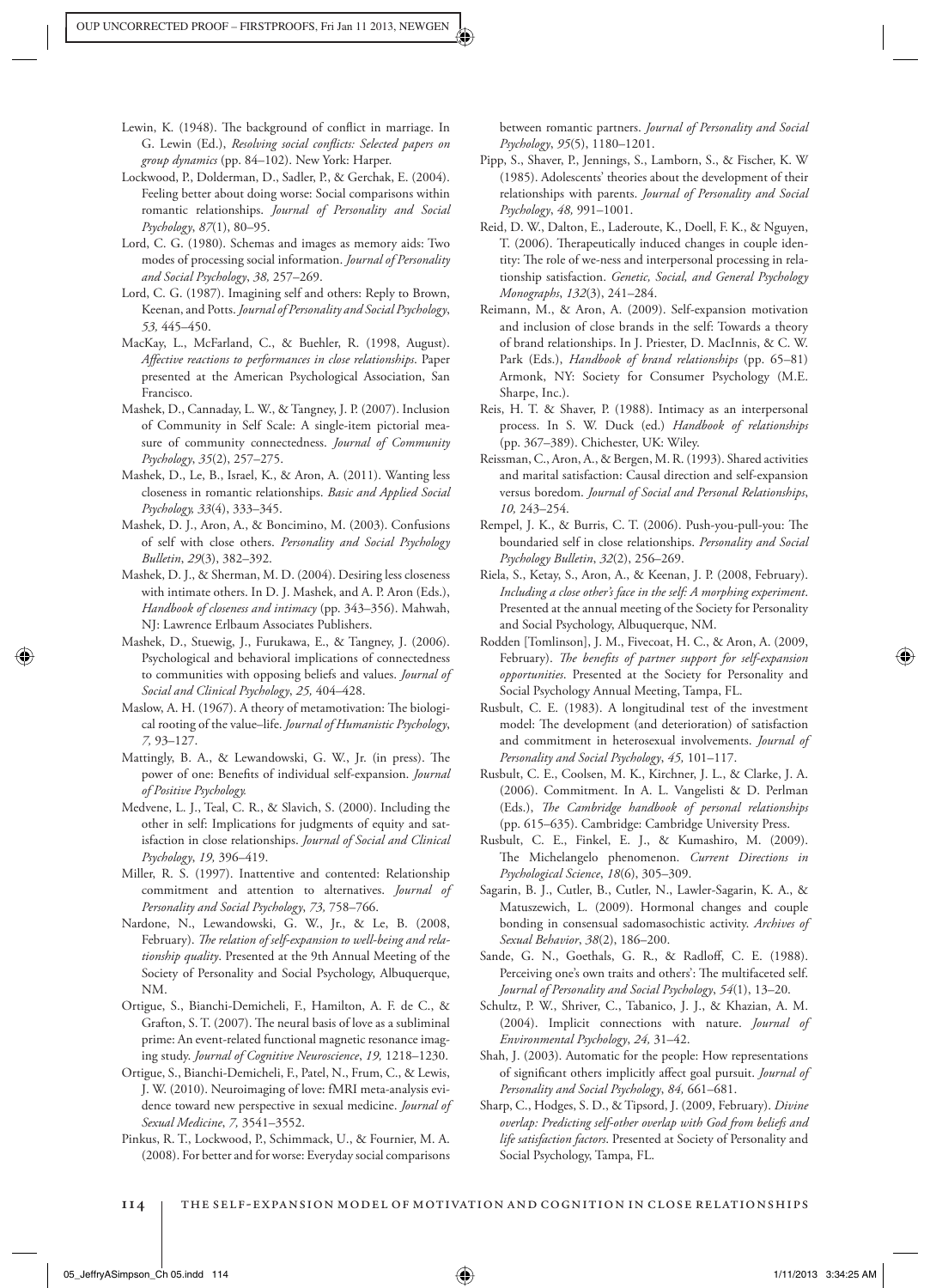Lewin, K. (1948). The background of conflict in marriage. In G. Lewin (Ed.), *Resolving social conflicts: Selected papers on group dynamics* (pp. 84–102). New York: Harper.

Lockwood, P., Dolderman, D., Sadler, P., & Gerchak, E. (2004). Feeling better about doing worse: Social comparisons within romantic relationships. *Journal of Personality and Social Psychology*, *87*(1), 80–95.

Lord, C. G. (1980). Schemas and images as memory aids: Two modes of processing social information. *Journal of Personality and Social Psychology*, *38,* 257–269.

Lord, C. G. (1987). Imagining self and others: Reply to Brown, Keenan, and Potts. *Journal of Personality and Social Psychology*, *53,* 445–450.

MacKay, L., McFarland, C., & Buehler, R. (1998, August). *Affective reactions to performances in close relationships*. Paper presented at the American Psychological Association, San Francisco.

Mashek, D., Cannaday, L. W., & Tangney, J. P. (2007). Inclusion of Community in Self Scale: A single-item pictorial measure of community connectedness. *Journal of Community Psychology*, *35*(2), 257–275.

Mashek, D., Le, B., Israel, K., & Aron, A. (2011). Wanting less closeness in romantic relationships. *Basic and Applied Social Psychology, 33*(4), 333–345.

Mashek, D. J., Aron, A., & Boncimino, M. (2003). Confusions of self with close others. *Personality and Social Psychology Bulletin*, *29*(3), 382–392.

Mashek, D. J., & Sherman, M. D. (2004). Desiring less closeness with intimate others. In D. J. Mashek, and A. P. Aron (Eds.), *Handbook of closeness and intimacy* (pp. 343–356). Mahwah, NJ: Lawrence Erlbaum Associates Publishers.

Mashek, D., Stuewig, J., Furukawa, E., & Tangney, J. (2006). Psychological and behavioral implications of connectedness to communities with opposing beliefs and values. *Journal of Social and Clinical Psychology*, *25,* 404–428.

Maslow, A. H. (1967). A theory of metamotivation: The biological rooting of the value–life. *Journal of Humanistic Psychology*, *7,* 93–127.

Mattingly, B. A., & Lewandowski, G. W., Jr. (in press). The power of one: Benefits of individual self-expansion. *Journal of Positive Psychology.*

Medvene, L. J., Teal, C. R., & Slavich, S. (2000). Including the other in self: Implications for judgments of equity and satisfaction in close relationships. *Journal of Social and Clinical Psychology*, *19,* 396–419.

Miller, R. S. (1997). Inattentive and contented: Relationship commitment and attention to alternatives. *Journal of Personality and Social Psychology*, *73,* 758–766.

Nardone, N., Lewandowski, G. W., Jr., & Le, B. (2008, February). *The relation of self-expansion to well-being and relationship quality*. Presented at the 9th Annual Meeting of the Society of Personality and Social Psychology, Albuquerque, NM.

Ortigue, S., Bianchi-Demicheli, F., Hamilton, A. F. de C., & Grafton, S. T. (2007). The neural basis of love as a subliminal prime: An event-related functional magnetic resonance imaging study. *Journal of Cognitive Neuroscience*, *19,* 1218–1230.

Ortigue, S., Bianchi-Demicheli, F., Patel, N., Frum, C., & Lewis, J. W. (2010). Neuroimaging of love: fMRI meta-analysis evidence toward new perspective in sexual medicine. *Journal of Sexual Medicine*, *7,* 3541–3552.

Pinkus, R. T., Lockwood, P., Schimmack, U., & Fournier, M. A. (2008). For better and for worse: Everyday social comparisons between romantic partners. *Journal of Personality and Social Psychology*, *95*(5), 1180–1201.

Pipp, S., Shaver, P., Jennings, S., Lamborn, S., & Fischer, K. W (1985). Adolescents' theories about the development of their relationships with parents. *Journal of Personality and Social Psychology*, *48,* 991–1001.

Reid, D. W., Dalton, E., Laderoute, K., Doell, F. K., & Nguyen, T. (2006). Therapeutically induced changes in couple identity: The role of we-ness and interpersonal processing in relationship satisfaction. *Genetic, Social, and General Psychology Monographs*, *132*(3), 241–284.

Reimann, M., & Aron, A. (2009). Self-expansion motivation and inclusion of close brands in the self: Towards a theory of brand relationships. In J. Priester, D. MacInnis, & C. W. Park (Eds.), *Handbook of brand relationships* (pp. 65–81) Armonk, NY: Society for Consumer Psychology (M.E. Sharpe, Inc.).

Reis, H. T. & Shaver, P. (1988). Intimacy as an interpersonal process. In S. W. Duck (ed.) *Handbook of relationships* (pp. 367–389). Chichester, UK: Wiley.

Reissman, C., Aron, A., & Bergen, M. R. (1993). Shared activities and marital satisfaction: Causal direction and self-expansion versus boredom. *Journal of Social and Personal Relationships*, *10,* 243–254.

Rempel, J. K., & Burris, C. T. (2006). Push-you-pull-you: The boundaried self in close relationships. *Personality and Social Psychology Bulletin*, *32*(2), 256–269.

Riela, S., Ketay, S., Aron, A., & Keenan, J. P. (2008, February). *Including a close other's face in the self: A morphing experiment*. Presented at the annual meeting of the Society for Personality and Social Psychology, Albuquerque, NM.

Rodden [Tomlinson], J. M., Fivecoat, H. C., & Aron, A. (2009, February). *The benefits of partner support for self-expansion opportunities*. Presented at the Society for Personality and Social Psychology Annual Meeting, Tampa, FL.

Rusbult, C. E. (1983). A longitudinal test of the investment model: The development (and deterioration) of satisfaction and commitment in heterosexual involvements. *Journal of Personality and Social Psychology*, *45,* 101–117.

Rusbult, C. E., Coolsen, M. K., Kirchner, J. L., & Clarke, J. A. (2006). Commitment. In A. L. Vangelisti & D. Perlman (Eds.), *The Cambridge handbook of personal relationships* (pp. 615–635). Cambridge: Cambridge University Press.

Rusbult, C. E., Finkel, E. J., & Kumashiro, M. (2009). The Michelangelo phenomenon. *Current Directions in Psychological Science*, *18*(6), 305–309.

Sagarin, B. J., Cutler, B., Cutler, N., Lawler-Sagarin, K. A., & Matuszewich, L. (2009). Hormonal changes and couple bonding in consensual sadomasochistic activity. *Archives of Sexual Behavior*, *38*(2), 186–200.

Sande, G. N., Goethals, G. R., & Radloff, C. E. (1988). Perceiving one's own traits and others': The multifaceted self. *Journal of Personality and Social Psychology*, *54*(1), 13–20.

Schultz, P. W., Shriver, C., Tabanico, J. J., & Khazian, A. M. (2004). Implicit connections with nature. *Journal of Environmental Psychology*, *24,* 31–42.

Shah, J. (2003). Automatic for the people: How representations of significant others implicitly affect goal pursuit. *Journal of Personality and Social Psychology*, *84,* 661–681.

Sharp, C., Hodges, S. D., & Tipsord, J. (2009, February). *Divine overlap: Predicting self-other overlap with God from beliefs and life satisfaction factors*. Presented at Society of Personality and Social Psychology, Tampa, FL.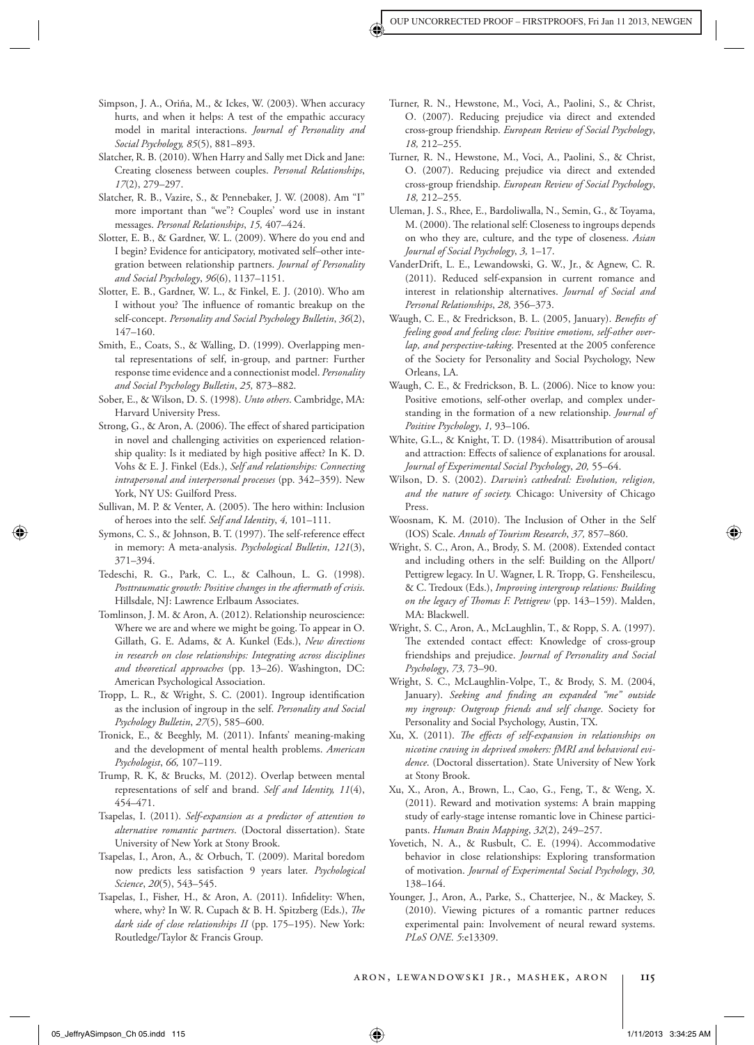Simpson, J. A., Oriña, M., & Ickes, W. (2003). When accuracy hurts, and when it helps: A test of the empathic accuracy model in marital interactions. *Journal of Personality and Social Psychology, 85*(5), 881–893.

Slatcher, R. B. (2010). When Harry and Sally met Dick and Jane: Creating closeness between couples. *Personal Relationships*, *17*(2), 279–297.

Slatcher, R. B., Vazire, S., & Pennebaker, J. W. (2008). Am "I" more important than "we"? Couples' word use in instant messages. *Personal Relationships*, *15,* 407–424.

Slotter, E. B., & Gardner, W. L. (2009). Where do you end and I begin? Evidence for anticipatory, motivated self–other integration between relationship partners. *Journal of Personality and Social Psychology*, *96*(6), 1137–1151.

Slotter, E. B., Gardner, W. L., & Finkel, E. J. (2010). Who am I without you? The influence of romantic breakup on the self-concept. *Personality and Social Psychology Bulletin*, *36*(2), 147–160.

Smith, E., Coats, S., & Walling, D. (1999). Overlapping mental representations of self, in-group, and partner: Further response time evidence and a connectionist model. *Personality and Social Psychology Bulletin*, *25,* 873–882.

Sober, E., & Wilson, D. S. (1998). *Unto others*. Cambridge, MA: Harvard University Press.

Strong, G., & Aron, A. (2006). The effect of shared participation in novel and challenging activities on experienced relationship quality: Is it mediated by high positive affect? In K. D. Vohs & E. J. Finkel (Eds.), *Self and relationships: Connecting intrapersonal and interpersonal processes* (pp. 342–359). New York, NY US: Guilford Press.

Sullivan, M. P. & Venter, A. (2005). The hero within: Inclusion of heroes into the self. *Self and Identity*, *4,* 101–111.

Symons, C. S., & Johnson, B. T. (1997). The self-reference effect in memory: A meta-analysis. *Psychological Bulletin*, *121*(3), 371–394.

Tedeschi, R. G., Park, C. L., & Calhoun, L. G. (1998). *Posttraumatic growth: Positive changes in the aftermath of crisis*. Hillsdale, NJ: Lawrence Erlbaum Associates.

Tomlinson, J. M. & Aron, A. (2012). Relationship neuroscience: Where we are and where we might be going. To appear in O. Gillath, G. E. Adams, & A. Kunkel (Eds.), *New directions in research on close relationships: Integrating across disciplines and theoretical approaches* (pp. 13–26). Washington, DC: American Psychological Association.

Tropp, L. R., & Wright, S. C. (2001). Ingroup identification as the inclusion of ingroup in the self. *Personality and Social Psychology Bulletin*, *27*(5), 585–600.

Tronick, E., & Beeghly, M. (2011). Infants' meaning-making and the development of mental health problems. *American Psychologist*, *66,* 107–119.

Trump, R. K, & Brucks, M. (2012). Overlap between mental representations of self and brand. *Self and Identity, 11*(4), 454–471.

Tsapelas, I. (2011). *Self-expansion as a predictor of attention to alternative romantic partners*. (Doctoral dissertation). State University of New York at Stony Brook.

Tsapelas, I., Aron, A., & Orbuch, T. (2009). Marital boredom now predicts less satisfaction 9 years later. *Psychological Science*, *20*(5), 543–545.

Tsapelas, I., Fisher, H., & Aron, A. (2011). Infidelity: When, where, why? In W. R. Cupach & B. H. Spitzberg (Eds.), *The dark side of close relationships II* (pp. 175–195). New York: Routledge/Taylor & Francis Group.

Turner, R. N., Hewstone, M., Voci, A., Paolini, S., & Christ, O. (2007). Reducing prejudice via direct and extended cross-group friendship. *European Review of Social Psychology*, *18,* 212–255.

Turner, R. N., Hewstone, M., Voci, A., Paolini, S., & Christ, O. (2007). Reducing prejudice via direct and extended cross-group friendship. *European Review of Social Psychology*, *18,* 212–255.

Uleman, J. S., Rhee, E., Bardoliwalla, N., Semin, G., & Toyama, M. (2000). The relational self: Closeness to ingroups depends on who they are, culture, and the type of closeness. *Asian Journal of Social Psychology*, *3,* 1–17.

VanderDrift, L. E., Lewandowski, G. W., Jr., & Agnew, C. R. (2011). Reduced self-expansion in current romance and interest in relationship alternatives. *Journal of Social and Personal Relationships*, *28,* 356–373.

Waugh, C. E., & Fredrickson, B. L. (2005, January). *Benefits of feeling good and feeling close: Positive emotions, self-other overlap, and perspective-taking*. Presented at the 2005 conference of the Society for Personality and Social Psychology, New Orleans, LA.

Waugh, C. E., & Fredrickson, B. L. (2006). Nice to know you: Positive emotions, self-other overlap, and complex understanding in the formation of a new relationship. *Journal of Positive Psychology*, *1,* 93–106.

White, G.L., & Knight, T. D. (1984). Misattribution of arousal and attraction: Effects of salience of explanations for arousal. *Journal of Experimental Social Psychology*, *20,* 55–64.

Wilson, D. S. (2002). *Darwin's cathedral: Evolution, religion, and the nature of society.* Chicago: University of Chicago Press.

Woosnam, K. M. (2010). The Inclusion of Other in the Self (IOS) Scale. *Annals of Tourism Research*, *37,* 857–860.

Wright, S. C., Aron, A., Brody, S. M. (2008). Extended contact and including others in the self: Building on the Allport/Pettigrew legacy. In U. Wagner, L R. Tropp, G. Fensheilescu, & C. Tredoux (Eds.), *Improving intergroup relations: Building on the legacy of Thomas F. Pettigrew* (pp. 143–159). Malden, MA: Blackwell.

Wright, S. C., Aron, A., McLaughlin, T., & Ropp, S. A. (1997). The extended contact effect: Knowledge of cross-group friendships and prejudice. *Journal of Personality and Social Psychology*, *73,* 73–90.

Wright, S. C., McLaughlin-Volpe, T., & Brody, S. M. (2004, January). *Seeking and finding an expanded "me" outside my ingroup: Outgroup friends and self change*. Society for Personality and Social Psychology, Austin, TX.

Xu, X. (2011). *The effects of self-expansion in relationships on nicotine craving in deprived smokers: fMRI and behavioral evidence*. (Doctoral dissertation). State University of New York at Stony Brook.

Xu, X., Aron, A., Brown, L., Cao, G., Feng, T., & Weng, X. (2011). Reward and motivation systems: A brain mapping study of early-stage intense romantic love in Chinese participants. *Human Brain Mapping*, *32*(2), 249–257.

Yovetich, N. A., & Rusbult, C. E. (1994). Accommodative behavior in close relationships: Exploring transformation of motivation. *Journal of Experimental Social Psychology*, *30,* 138–164.

Younger, J., Aron, A., Parke, S., Chatterjee, N., & Mackey, S. (2010). Viewing pictures of a romantic partner reduces experimental pain: Involvement of neural reward systems. *PLoS ONE. 5*:e13309.